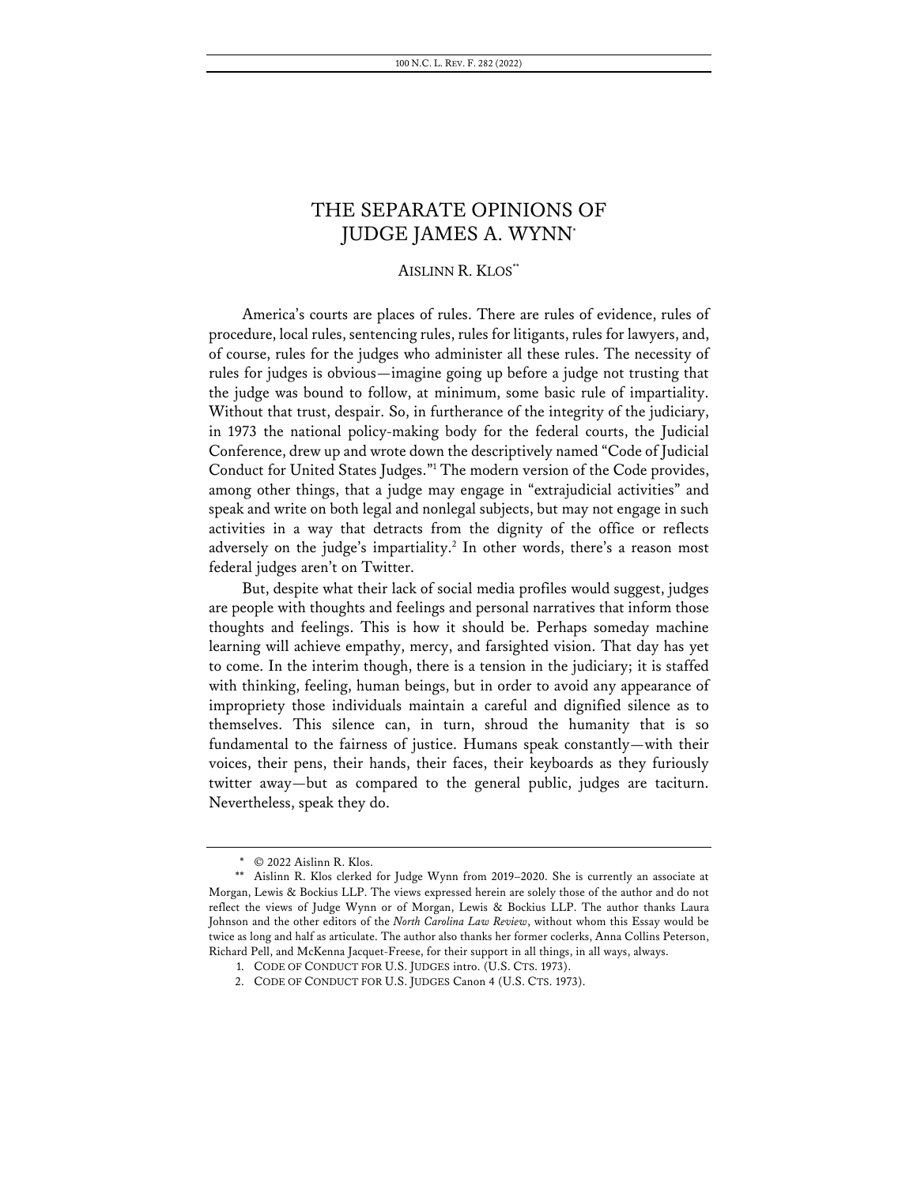# THE SEPARATE OPINIONS OF JUDGE JAMES A. WYNN[*]

AISLINN R. KLOS[**]

America's courts are places of rules. There are rules of evidence, rules of procedure, local rules, sentencing rules, rules for litigants, rules for lawyers, and, of course, rules for the judges who administer all these rules. The necessity of rules for judges is obvious—imagine going up before a judge not trusting that the judge was bound to follow, at minimum, some basic rule of impartiality. Without that trust, despair. So, in furtherance of the integrity of the judiciary, in 1973 the national policy-making body for the federal courts, the Judicial Conference, drew up and wrote down the descriptively named "Code of Judicial Conduct for United States Judges."[1] The modern version of the Code provides, among other things, that a judge may engage in "extrajudicial activities" and speak and write on both legal and nonlegal subjects, but may not engage in such activities in a way that detracts from the dignity of the office or reflects adversely on the judge's impartiality.[2] In other words, there's a reason most federal judges aren't on Twitter.

But, despite what their lack of social media profiles would suggest, judges are people with thoughts and feelings and personal narratives that inform those thoughts and feelings. This is how it should be. Perhaps someday machine learning will achieve empathy, mercy, and farsighted vision. That day has yet to come. In the interim though, there is a tension in the judiciary; it is staffed with thinking, feeling, human beings, but in order to avoid any appearance of impropriety those individuals maintain a careful and dignified silence as to themselves. This silence can, in turn, shroud the humanity that is so fundamental to the fairness of justice. Humans speak constantly—with their voices, their pens, their hands, their faces, their keyboards as they furiously twitter away—but as compared to the general public, judges are taciturn. Nevertheless, speak they do.

---

\* © 2022 Aislinn R. Klos.

\*\* Aislinn R. Klos clerked for Judge Wynn from 2019–2020. She is currently an associate at Morgan, Lewis & Bockius LLP. The views expressed herein are solely those of the author and do not reflect the views of Judge Wynn or of Morgan, Lewis & Bockius LLP. The author thanks Laura Johnson and the other editors of the *North Carolina Law Review*, without whom this Essay would be twice as long and half as articulate. The author also thanks her former coclerks, Anna Collins Peterson, Richard Pell, and McKenna Jacquet-Freese, for their support in all things, in all ways, always.

1. CODE OF CONDUCT FOR U.S. JUDGES intro. (U.S. CTS. 1973).

2. CODE OF CONDUCT FOR U.S. JUDGES Canon 4 (U.S. CTS. 1973).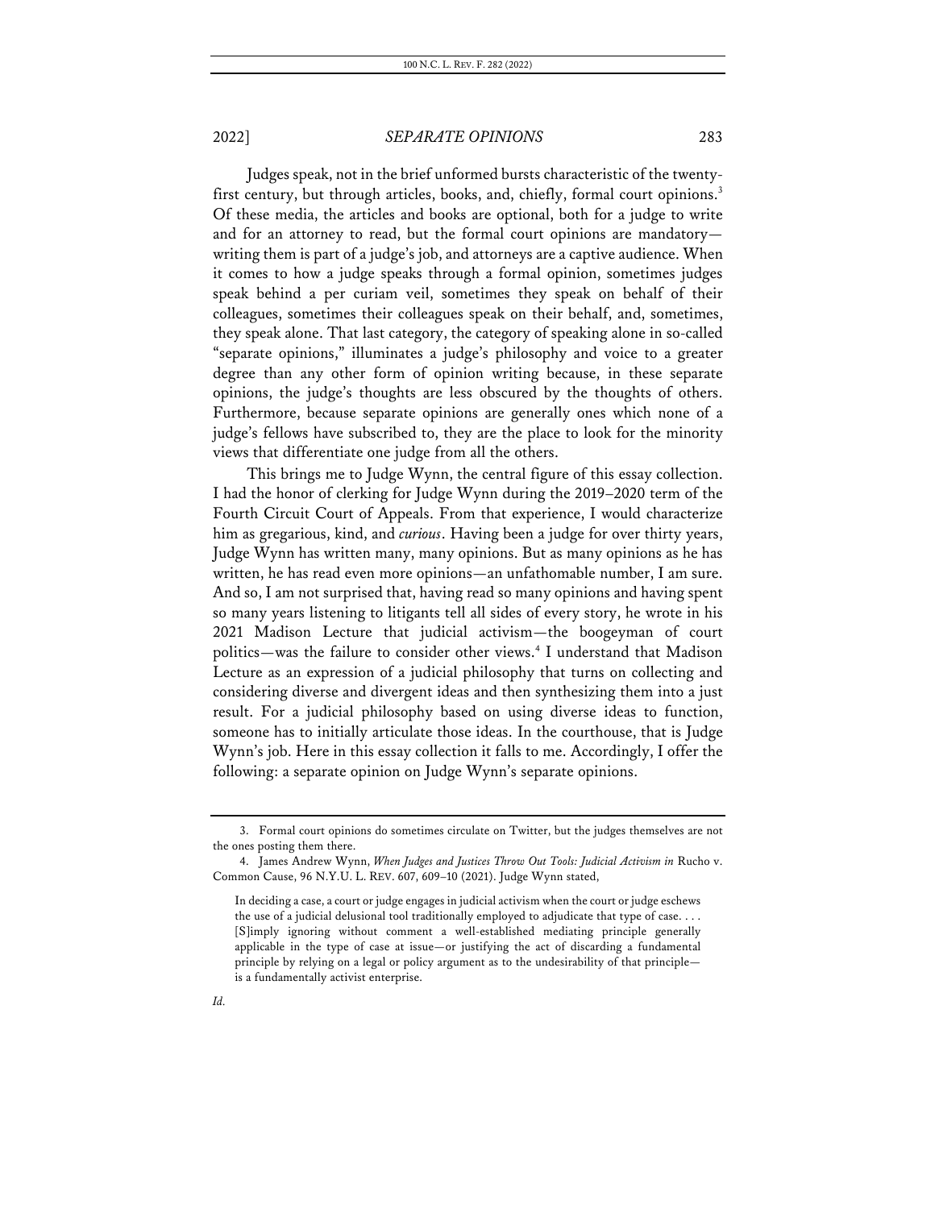Judges speak, not in the brief unformed bursts characteristic of the twenty-first century, but through articles, books, and, chiefly, formal court opinions.[3] Of these media, the articles and books are optional, both for a judge to write and for an attorney to read, but the formal court opinions are mandatory—writing them is part of a judge's job, and attorneys are a captive audience. When it comes to how a judge speaks through a formal opinion, sometimes judges speak behind a per curiam veil, sometimes they speak on behalf of their colleagues, sometimes their colleagues speak on their behalf, and, sometimes, they speak alone. That last category, the category of speaking alone in so-called "separate opinions," illuminates a judge's philosophy and voice to a greater degree than any other form of opinion writing because, in these separate opinions, the judge's thoughts are less obscured by the thoughts of others. Furthermore, because separate opinions are generally ones which none of a judge's fellows have subscribed to, they are the place to look for the minority views that differentiate one judge from all the others.

This brings me to Judge Wynn, the central figure of this essay collection. I had the honor of clerking for Judge Wynn during the 2019–2020 term of the Fourth Circuit Court of Appeals. From that experience, I would characterize him as gregarious, kind, and *curious*. Having been a judge for over thirty years, Judge Wynn has written many, many opinions. But as many opinions as he has written, he has read even more opinions—an unfathomable number, I am sure. And so, I am not surprised that, having read so many opinions and having spent so many years listening to litigants tell all sides of every story, he wrote in his 2021 Madison Lecture that judicial activism—the boogeyman of court politics—was the failure to consider other views.[4] I understand that Madison Lecture as an expression of a judicial philosophy that turns on collecting and considering diverse and divergent ideas and then synthesizing them into a just result. For a judicial philosophy based on using diverse ideas to function, someone has to initially articulate those ideas. In the courthouse, that is Judge Wynn's job. Here in this essay collection it falls to me. Accordingly, I offer the following: a separate opinion on Judge Wynn's separate opinions.

---

3. Formal court opinions do sometimes circulate on Twitter, but the judges themselves are not the ones posting them there.

4. James Andrew Wynn, *When Judges and Justices Throw Out Tools: Judicial Activism in* Rucho v. Common Cause, 96 N.Y.U. L. REV. 607, 609–10 (2021). Judge Wynn stated,

> In deciding a case, a court or judge engages in judicial activism when the court or judge eschews the use of a judicial delusional tool traditionally employed to adjudicate that type of case. . . . [S]imply ignoring without comment a well-established mediating principle generally applicable in the type of case at issue—or justifying the act of discarding a fundamental principle by relying on a legal or policy argument as to the undesirability of that principle—is a fundamentally activist enterprise.

*Id.*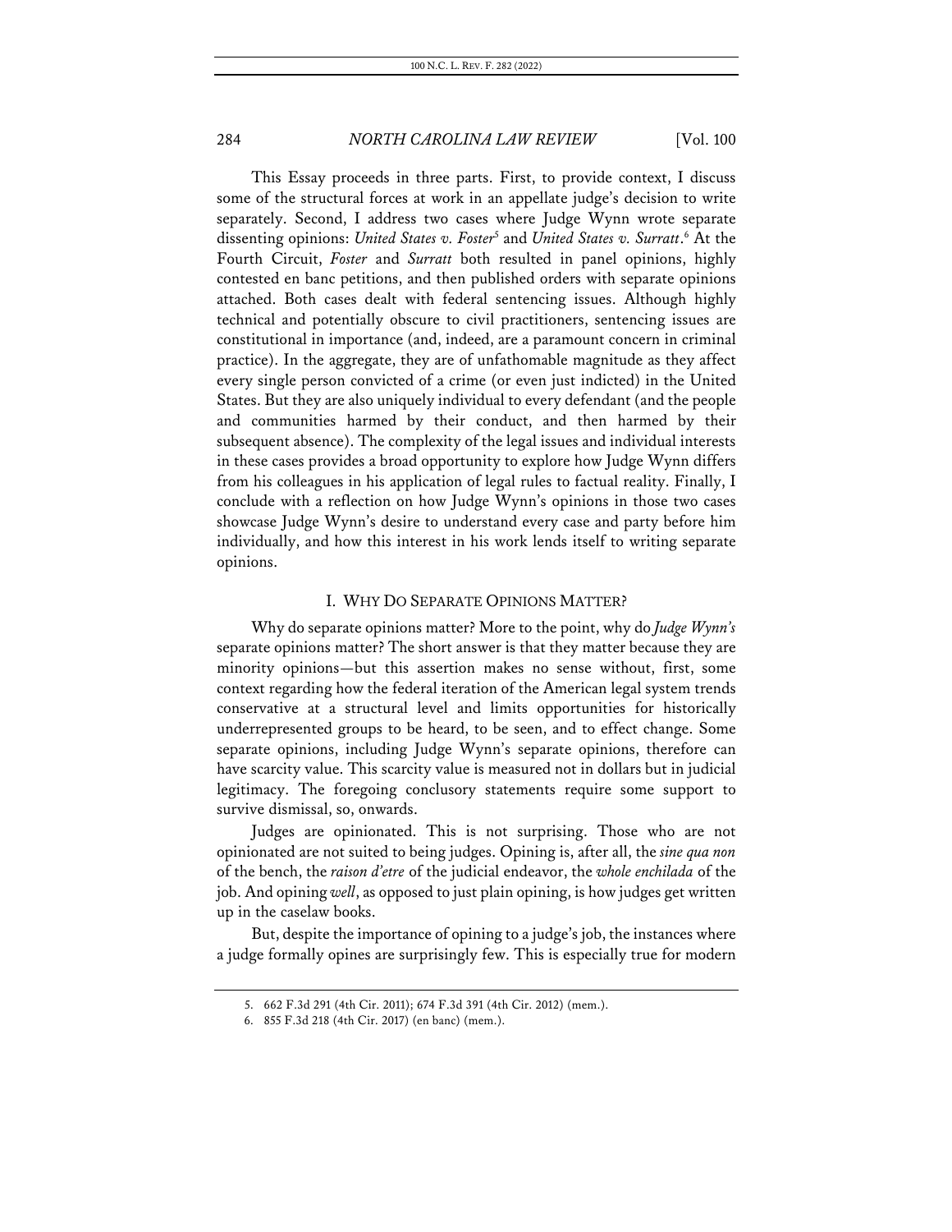This Essay proceeds in three parts. First, to provide context, I discuss some of the structural forces at work in an appellate judge's decision to write separately. Second, I address two cases where Judge Wynn wrote separate dissenting opinions: *United States v. Foster*[5] and *United States v. Surratt*.[6] At the Fourth Circuit, *Foster* and *Surratt* both resulted in panel opinions, highly contested en banc petitions, and then published orders with separate opinions attached. Both cases dealt with federal sentencing issues. Although highly technical and potentially obscure to civil practitioners, sentencing issues are constitutional in importance (and, indeed, are a paramount concern in criminal practice). In the aggregate, they are of unfathomable magnitude as they affect every single person convicted of a crime (or even just indicted) in the United States. But they are also uniquely individual to every defendant (and the people and communities harmed by their conduct, and then harmed by their subsequent absence). The complexity of the legal issues and individual interests in these cases provides a broad opportunity to explore how Judge Wynn differs from his colleagues in his application of legal rules to factual reality. Finally, I conclude with a reflection on how Judge Wynn's opinions in those two cases showcase Judge Wynn's desire to understand every case and party before him individually, and how this interest in his work lends itself to writing separate opinions.

## I. WHY DO SEPARATE OPINIONS MATTER?

Why do separate opinions matter? More to the point, why do *Judge Wynn's* separate opinions matter? The short answer is that they matter because they are minority opinions—but this assertion makes no sense without, first, some context regarding how the federal iteration of the American legal system trends conservative at a structural level and limits opportunities for historically underrepresented groups to be heard, to be seen, and to effect change. Some separate opinions, including Judge Wynn's separate opinions, therefore can have scarcity value. This scarcity value is measured not in dollars but in judicial legitimacy. The foregoing conclusory statements require some support to survive dismissal, so, onwards.

Judges are opinionated. This is not surprising. Those who are not opinionated are not suited to being judges. Opining is, after all, the *sine qua non* of the bench, the *raison d'etre* of the judicial endeavor, the *whole enchilada* of the job. And opining *well*, as opposed to just plain opining, is how judges get written up in the caselaw books.

But, despite the importance of opining to a judge's job, the instances where a judge formally opines are surprisingly few. This is especially true for modern

5. 662 F.3d 291 (4th Cir. 2011); 674 F.3d 391 (4th Cir. 2012) (mem.).

6. 855 F.3d 218 (4th Cir. 2017) (en banc) (mem.).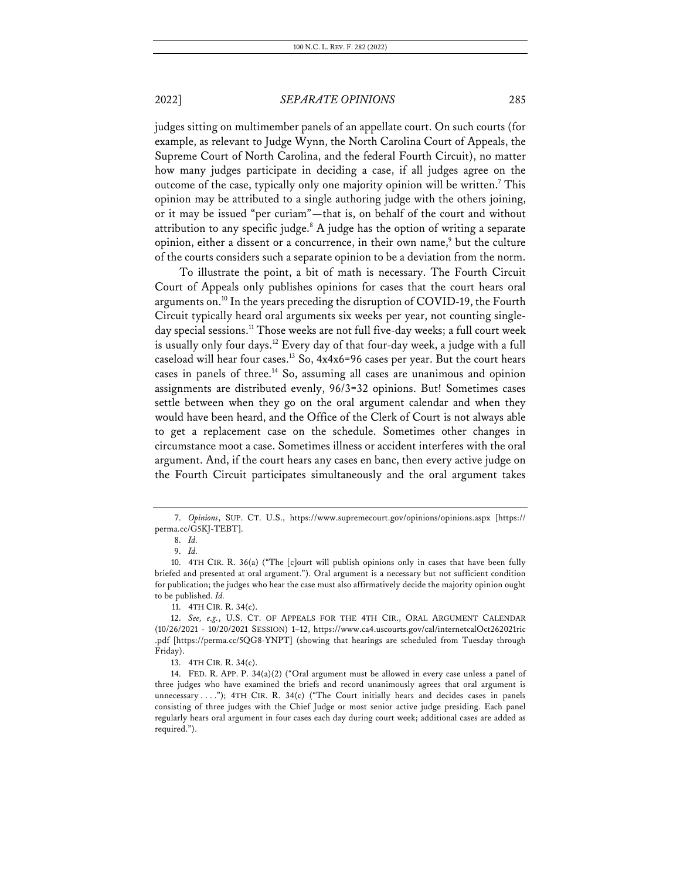judges sitting on multimember panels of an appellate court. On such courts (for example, as relevant to Judge Wynn, the North Carolina Court of Appeals, the Supreme Court of North Carolina, and the federal Fourth Circuit), no matter how many judges participate in deciding a case, if all judges agree on the outcome of the case, typically only one majority opinion will be written.[7] This opinion may be attributed to a single authoring judge with the others joining, or it may be issued "per curiam"—that is, on behalf of the court and without attribution to any specific judge.[8] A judge has the option of writing a separate opinion, either a dissent or a concurrence, in their own name,[9] but the culture of the courts considers such a separate opinion to be a deviation from the norm.

To illustrate the point, a bit of math is necessary. The Fourth Circuit Court of Appeals only publishes opinions for cases that the court hears oral arguments on.[10] In the years preceding the disruption of COVID-19, the Fourth Circuit typically heard oral arguments six weeks per year, not counting single-day special sessions.[11] Those weeks are not full five-day weeks; a full court week is usually only four days.[12] Every day of that four-day week, a judge with a full caseload will hear four cases.[13] So, 4x4x6=96 cases per year. But the court hears cases in panels of three.[14] So, assuming all cases are unanimous and opinion assignments are distributed evenly, 96/3=32 opinions. But! Sometimes cases settle between when they go on the oral argument calendar and when they would have been heard, and the Office of the Clerk of Court is not always able to get a replacement case on the schedule. Sometimes other changes in circumstance moot a case. Sometimes illness or accident interferes with the oral argument. And, if the court hears any cases en banc, then every active judge on the Fourth Circuit participates simultaneously and the oral argument takes

---

7. *Opinions*, SUP. CT. U.S., https://www.supremecourt.gov/opinions/opinions.aspx [https://perma.cc/G5KJ-TEBT].

8. *Id.*

9. *Id.*

10. 4TH CIR. R. 36(a) ("The [c]ourt will publish opinions only in cases that have been fully briefed and presented at oral argument."). Oral argument is a necessary but not sufficient condition for publication; the judges who hear the case must also affirmatively decide the majority opinion ought to be published. *Id.*

11. 4TH CIR. R. 34(c).

12. *See, e.g.*, U.S. CT. OF APPEALS FOR THE 4TH CIR., ORAL ARGUMENT CALENDAR (10/26/2021 - 10/20/2021 SESSION) 1–12, https://www.ca4.uscourts.gov/cal/internetcalOct262021ric.pdf [https://perma.cc/5QG8-YNPT] (showing that hearings are scheduled from Tuesday through Friday).

13. 4TH CIR. R. 34(c).

14. FED. R. APP. P. 34(a)(2) ("Oral argument must be allowed in every case unless a panel of three judges who have examined the briefs and record unanimously agrees that oral argument is unnecessary . . . ."); 4TH CIR. R. 34(c) ("The Court initially hears and decides cases in panels consisting of three judges with the Chief Judge or most senior active judge presiding. Each panel regularly hears oral argument in four cases each day during court week; additional cases are added as required.").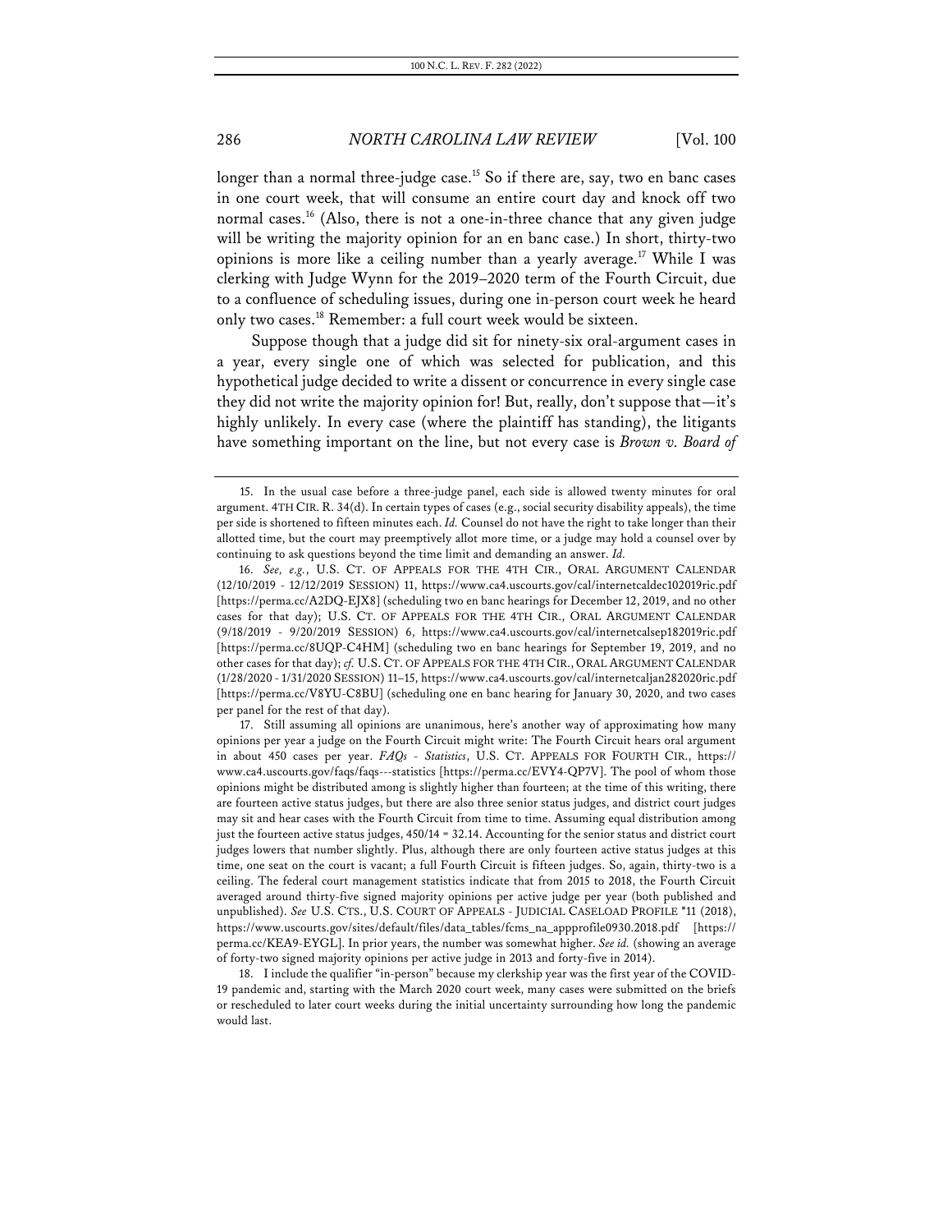longer than a normal three-judge case.[15] So if there are, say, two en banc cases in one court week, that will consume an entire court day and knock off two normal cases.[16] (Also, there is not a one-in-three chance that any given judge will be writing the majority opinion for an en banc case.) In short, thirty-two opinions is more like a ceiling number than a yearly average.[17] While I was clerking with Judge Wynn for the 2019–2020 term of the Fourth Circuit, due to a confluence of scheduling issues, during one in-person court week he heard only two cases.[18] Remember: a full court week would be sixteen.

Suppose though that a judge did sit for ninety-six oral-argument cases in a year, every single one of which was selected for publication, and this hypothetical judge decided to write a dissent or concurrence in every single case they did not write the majority opinion for! But, really, don't suppose that—it's highly unlikely. In every case (where the plaintiff has standing), the litigants have something important on the line, but not every case is *Brown v. Board of*

---

15. In the usual case before a three-judge panel, each side is allowed twenty minutes for oral argument. 4TH CIR. R. 34(d). In certain types of cases (e.g., social security disability appeals), the time per side is shortened to fifteen minutes each. *Id.* Counsel do not have the right to take longer than their allotted time, but the court may preemptively allot more time, or a judge may hold a counsel over by continuing to ask questions beyond the time limit and demanding an answer. *Id.*

16. *See, e.g.*, U.S. CT. OF APPEALS FOR THE 4TH CIR., ORAL ARGUMENT CALENDAR (12/10/2019 - 12/12/2019 SESSION) 11, https://www.ca4.uscourts.gov/cal/internetcaldec102019ric.pdf [https://perma.cc/A2DQ-EJX8] (scheduling two en banc hearings for December 12, 2019, and no other cases for that day); U.S. CT. OF APPEALS FOR THE 4TH CIR., ORAL ARGUMENT CALENDAR (9/18/2019 - 9/20/2019 SESSION) 6, https://www.ca4.uscourts.gov/cal/internetcalsep182019ric.pdf [https://perma.cc/8UQP-C4HM] (scheduling two en banc hearings for September 19, 2019, and no other cases for that day); *cf.* U.S. CT. OF APPEALS FOR THE 4TH CIR., ORAL ARGUMENT CALENDAR (1/28/2020 - 1/31/2020 SESSION) 11–15, https://www.ca4.uscourts.gov/cal/internetcaljan282020ric.pdf [https://perma.cc/V8YU-C8BU] (scheduling one en banc hearing for January 30, 2020, and two cases per panel for the rest of that day).

17. Still assuming all opinions are unanimous, here's another way of approximating how many opinions per year a judge on the Fourth Circuit might write: The Fourth Circuit hears oral argument in about 450 cases per year. *FAQs - Statistics*, U.S. CT. APPEALS FOR FOURTH CIR., https://www.ca4.uscourts.gov/faqs/faqs---statistics [https://perma.cc/EVY4-QP7V]. The pool of whom those opinions might be distributed among is slightly higher than fourteen; at the time of this writing, there are fourteen active status judges, but there are also three senior status judges, and district court judges may sit and hear cases with the Fourth Circuit from time to time. Assuming equal distribution among just the fourteen active status judges, 450/14 = 32.14. Accounting for the senior status and district court judges lowers that number slightly. Plus, although there are only fourteen active status judges at this time, one seat on the court is vacant; a full Fourth Circuit is fifteen judges. So, again, thirty-two is a ceiling. The federal court management statistics indicate that from 2015 to 2018, the Fourth Circuit averaged around thirty-five signed majority opinions per active judge per year (both published and unpublished). *See* U.S. CTS., U.S. COURT OF APPEALS - JUDICIAL CASELOAD PROFILE *11 (2018), https://www.uscourts.gov/sites/default/files/data_tables/fcms_na_appprofile0930.2018.pdf [https://perma.cc/KEA9-EYGL]. In prior years, the number was somewhat higher. *See id.* (showing an average of forty-two signed majority opinions per active judge in 2013 and forty-five in 2014).

18. I include the qualifier "in-person" because my clerkship year was the first year of the COVID-19 pandemic and, starting with the March 2020 court week, many cases were submitted on the briefs or rescheduled to later court weeks during the initial uncertainty surrounding how long the pandemic would last.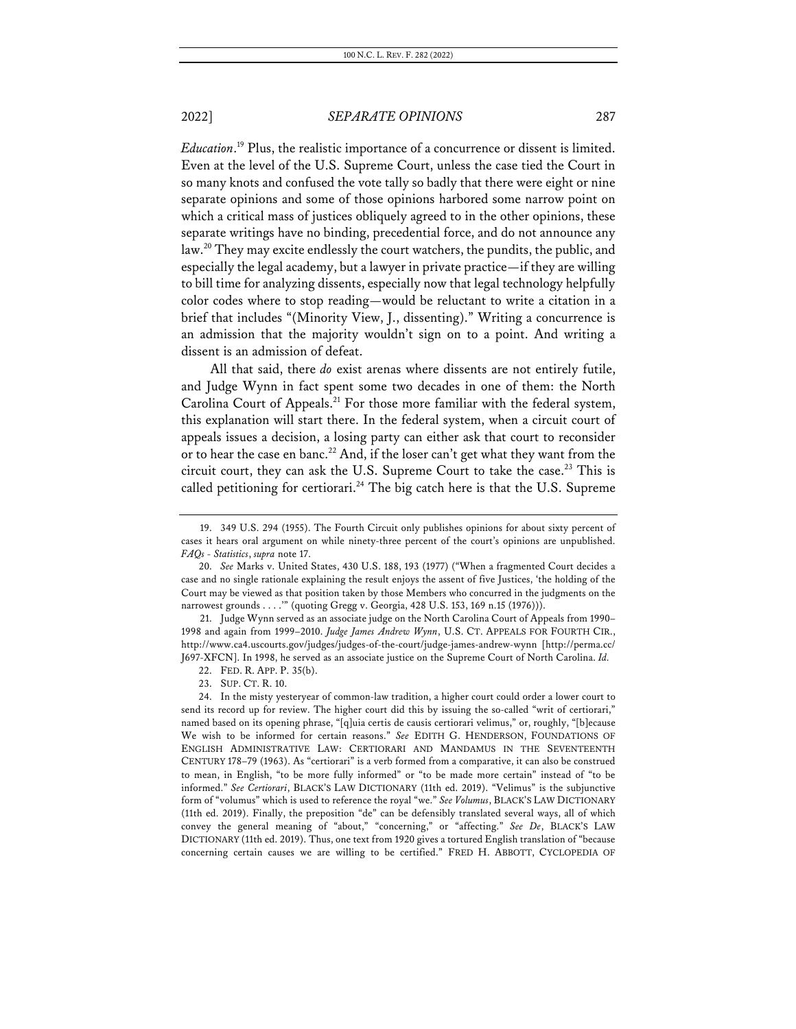*Education*.[19] Plus, the realistic importance of a concurrence or dissent is limited. Even at the level of the U.S. Supreme Court, unless the case tied the Court in so many knots and confused the vote tally so badly that there were eight or nine separate opinions and some of those opinions harbored some narrow point on which a critical mass of justices obliquely agreed to in the other opinions, these separate writings have no binding, precedential force, and do not announce any law.[20] They may excite endlessly the court watchers, the pundits, the public, and especially the legal academy, but a lawyer in private practice—if they are willing to bill time for analyzing dissents, especially now that legal technology helpfully color codes where to stop reading—would be reluctant to write a citation in a brief that includes "(Minority View, J., dissenting)." Writing a concurrence is an admission that the majority wouldn't sign on to a point. And writing a dissent is an admission of defeat.

All that said, there *do* exist arenas where dissents are not entirely futile, and Judge Wynn in fact spent some two decades in one of them: the North Carolina Court of Appeals.[21] For those more familiar with the federal system, this explanation will start there. In the federal system, when a circuit court of appeals issues a decision, a losing party can either ask that court to reconsider or to hear the case en banc.[22] And, if the loser can't get what they want from the circuit court, they can ask the U.S. Supreme Court to take the case.[23] This is called petitioning for certiorari.[24] The big catch here is that the U.S. Supreme

---

19. 349 U.S. 294 (1955). The Fourth Circuit only publishes opinions for about sixty percent of cases it hears oral argument on while ninety-three percent of the court's opinions are unpublished. *FAQs - Statistics*, *supra* note 17.

20. *See* Marks v. United States, 430 U.S. 188, 193 (1977) ("When a fragmented Court decides a case and no single rationale explaining the result enjoys the assent of five Justices, 'the holding of the Court may be viewed as that position taken by those Members who concurred in the judgments on the narrowest grounds . . . .'" (quoting Gregg v. Georgia, 428 U.S. 153, 169 n.15 (1976))).

21. Judge Wynn served as an associate judge on the North Carolina Court of Appeals from 1990–1998 and again from 1999–2010. *Judge James Andrew Wynn*, U.S. CT. APPEALS FOR FOURTH CIR., http://www.ca4.uscourts.gov/judges/judges-of-the-court/judge-james-andrew-wynn [http://perma.cc/J697-XFCN]. In 1998, he served as an associate justice on the Supreme Court of North Carolina. *Id.*

22. FED. R. APP. P. 35(b).

23. SUP. CT. R. 10.

24. In the misty yesteryear of common-law tradition, a higher court could order a lower court to send its record up for review. The higher court did this by issuing the so-called "writ of certiorari," named based on its opening phrase, "[q]uia certis de causis certiorari velimus," or, roughly, "[b]ecause We wish to be informed for certain reasons." *See* EDITH G. HENDERSON, FOUNDATIONS OF ENGLISH ADMINISTRATIVE LAW: CERTIORARI AND MANDAMUS IN THE SEVENTEENTH CENTURY 178–79 (1963). As "certiorari" is a verb formed from a comparative, it can also be construed to mean, in English, "to be more fully informed" or "to be made more certain" instead of "to be informed." *See Certiorari*, BLACK'S LAW DICTIONARY (11th ed. 2019). "Velimus" is the subjunctive form of "volumus" which is used to reference the royal "we." *See Volumus*, BLACK'S LAW DICTIONARY (11th ed. 2019). Finally, the preposition "de" can be defensibly translated several ways, all of which convey the general meaning of "about," "concerning," or "affecting." *See De*, BLACK'S LAW DICTIONARY (11th ed. 2019). Thus, one text from 1920 gives a tortured English translation of "because concerning certain causes we are willing to be certified." FRED H. ABBOTT, CYCLOPEDIA OF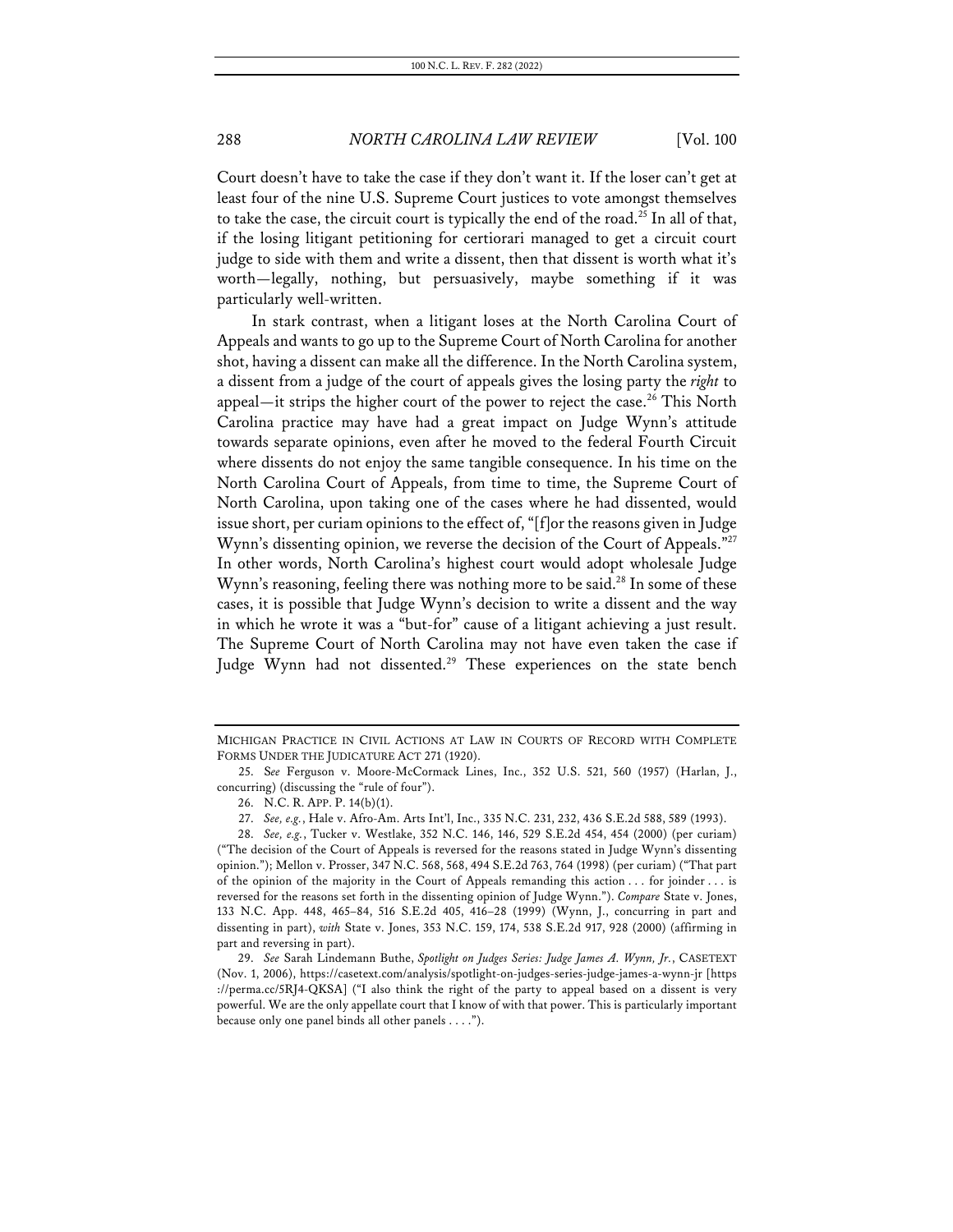Court doesn't have to take the case if they don't want it. If the loser can't get at least four of the nine U.S. Supreme Court justices to vote amongst themselves to take the case, the circuit court is typically the end of the road.[25] In all of that, if the losing litigant petitioning for certiorari managed to get a circuit court judge to side with them and write a dissent, then that dissent is worth what it's worth—legally, nothing, but persuasively, maybe something if it was particularly well-written.

In stark contrast, when a litigant loses at the North Carolina Court of Appeals and wants to go up to the Supreme Court of North Carolina for another shot, having a dissent can make all the difference. In the North Carolina system, a dissent from a judge of the court of appeals gives the losing party the *right* to appeal—it strips the higher court of the power to reject the case.[26] This North Carolina practice may have had a great impact on Judge Wynn's attitude towards separate opinions, even after he moved to the federal Fourth Circuit where dissents do not enjoy the same tangible consequence. In his time on the North Carolina Court of Appeals, from time to time, the Supreme Court of North Carolina, upon taking one of the cases where he had dissented, would issue short, per curiam opinions to the effect of, "[f]or the reasons given in Judge Wynn's dissenting opinion, we reverse the decision of the Court of Appeals."[27] In other words, North Carolina's highest court would adopt wholesale Judge Wynn's reasoning, feeling there was nothing more to be said.[28] In some of these cases, it is possible that Judge Wynn's decision to write a dissent and the way in which he wrote it was a "but-for" cause of a litigant achieving a just result. The Supreme Court of North Carolina may not have even taken the case if Judge Wynn had not dissented.[29] These experiences on the state bench

---

MICHIGAN PRACTICE IN CIVIL ACTIONS AT LAW IN COURTS OF RECORD WITH COMPLETE FORMS UNDER THE JUDICATURE ACT 271 (1920).

25. *See* Ferguson v. Moore-McCormack Lines, Inc., 352 U.S. 521, 560 (1957) (Harlan, J., concurring) (discussing the "rule of four").

26. N.C. R. APP. P. 14(b)(1).

27. *See, e.g.*, Hale v. Afro-Am. Arts Int'l, Inc., 335 N.C. 231, 232, 436 S.E.2d 588, 589 (1993).

28. *See, e.g.*, Tucker v. Westlake, 352 N.C. 146, 146, 529 S.E.2d 454, 454 (2000) (per curiam) ("The decision of the Court of Appeals is reversed for the reasons stated in Judge Wynn's dissenting opinion."); Mellon v. Prosser, 347 N.C. 568, 568, 494 S.E.2d 763, 764 (1998) (per curiam) ("That part of the opinion of the majority in the Court of Appeals remanding this action . . . for joinder . . . is reversed for the reasons set forth in the dissenting opinion of Judge Wynn."). *Compare* State v. Jones, 133 N.C. App. 448, 465–84, 516 S.E.2d 405, 416–28 (1999) (Wynn, J., concurring in part and dissenting in part), *with* State v. Jones, 353 N.C. 159, 174, 538 S.E.2d 917, 928 (2000) (affirming in part and reversing in part).

29. *See* Sarah Lindemann Buthe, *Spotlight on Judges Series: Judge James A. Wynn, Jr.*, CASETEXT (Nov. 1, 2006), https://casetext.com/analysis/spotlight-on-judges-series-judge-james-a-wynn-jr [https://perma.cc/5RJ4-QKSA] ("I also think the right of the party to appeal based on a dissent is very powerful. We are the only appellate court that I know of with that power. This is particularly important because only one panel binds all other panels . . . .").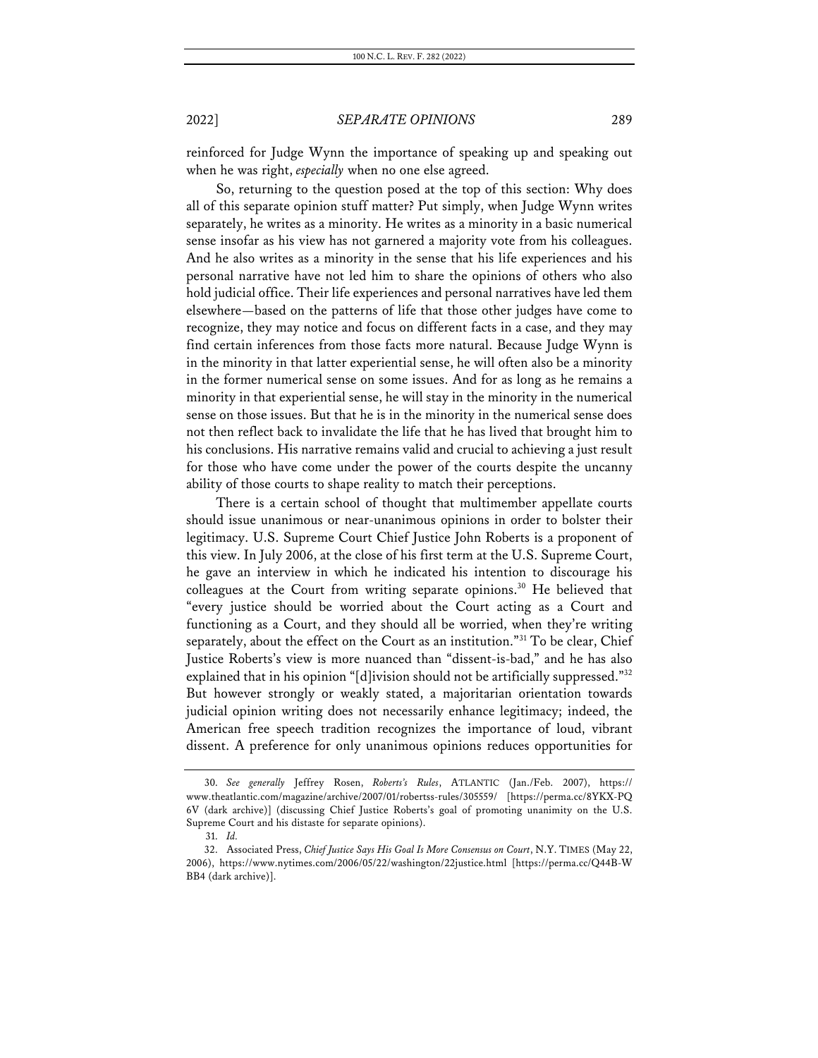reinforced for Judge Wynn the importance of speaking up and speaking out when he was right, *especially* when no one else agreed.

So, returning to the question posed at the top of this section: Why does all of this separate opinion stuff matter? Put simply, when Judge Wynn writes separately, he writes as a minority. He writes as a minority in a basic numerical sense insofar as his view has not garnered a majority vote from his colleagues. And he also writes as a minority in the sense that his life experiences and his personal narrative have not led him to share the opinions of others who also hold judicial office. Their life experiences and personal narratives have led them elsewhere—based on the patterns of life that those other judges have come to recognize, they may notice and focus on different facts in a case, and they may find certain inferences from those facts more natural. Because Judge Wynn is in the minority in that latter experiential sense, he will often also be a minority in the former numerical sense on some issues. And for as long as he remains a minority in that experiential sense, he will stay in the minority in the numerical sense on those issues. But that he is in the minority in the numerical sense does not then reflect back to invalidate the life that he has lived that brought him to his conclusions. His narrative remains valid and crucial to achieving a just result for those who have come under the power of the courts despite the uncanny ability of those courts to shape reality to match their perceptions.

There is a certain school of thought that multimember appellate courts should issue unanimous or near-unanimous opinions in order to bolster their legitimacy. U.S. Supreme Court Chief Justice John Roberts is a proponent of this view. In July 2006, at the close of his first term at the U.S. Supreme Court, he gave an interview in which he indicated his intention to discourage his colleagues at the Court from writing separate opinions.[30] He believed that "every justice should be worried about the Court acting as a Court and functioning as a Court, and they should all be worried, when they're writing separately, about the effect on the Court as an institution."[31] To be clear, Chief Justice Roberts's view is more nuanced than "dissent-is-bad," and he has also explained that in his opinion "[d]ivision should not be artificially suppressed."[32] But however strongly or weakly stated, a majoritarian orientation towards judicial opinion writing does not necessarily enhance legitimacy; indeed, the American free speech tradition recognizes the importance of loud, vibrant dissent. A preference for only unanimous opinions reduces opportunities for

30. *See generally* Jeffrey Rosen, *Roberts's Rules*, ATLANTIC (Jan./Feb. 2007), https://www.theatlantic.com/magazine/archive/2007/01/robertss-rules/305559/ [https://perma.cc/8YKX-PQ6V (dark archive)] (discussing Chief Justice Roberts's goal of promoting unanimity on the U.S. Supreme Court and his distaste for separate opinions).

31. *Id.*

32. Associated Press, *Chief Justice Says His Goal Is More Consensus on Court*, N.Y. TIMES (May 22, 2006), https://www.nytimes.com/2006/05/22/washington/22justice.html [https://perma.cc/Q44B-WBB4 (dark archive)].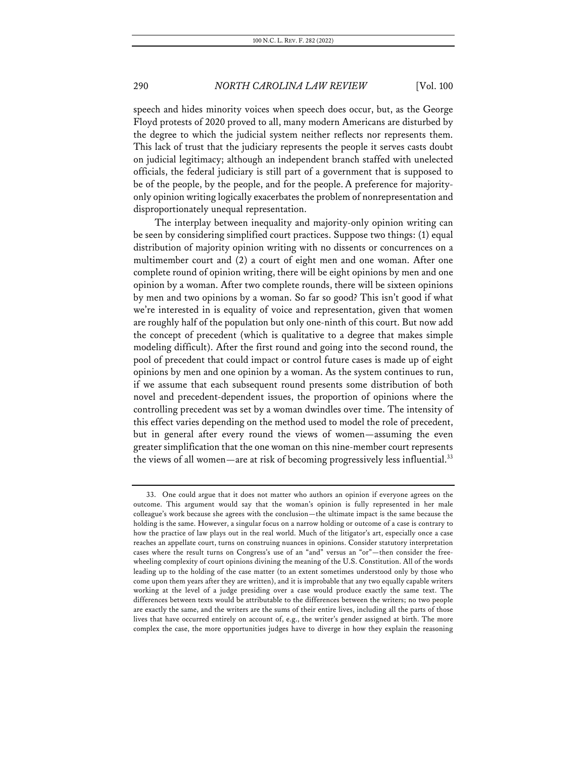speech and hides minority voices when speech does occur, but, as the George Floyd protests of 2020 proved to all, many modern Americans are disturbed by the degree to which the judicial system neither reflects nor represents them. This lack of trust that the judiciary represents the people it serves casts doubt on judicial legitimacy; although an independent branch staffed with unelected officials, the federal judiciary is still part of a government that is supposed to be of the people, by the people, and for the people. A preference for majority-only opinion writing logically exacerbates the problem of nonrepresentation and disproportionately unequal representation.

The interplay between inequality and majority-only opinion writing can be seen by considering simplified court practices. Suppose two things: (1) equal distribution of majority opinion writing with no dissents or concurrences on a multimember court and (2) a court of eight men and one woman. After one complete round of opinion writing, there will be eight opinions by men and one opinion by a woman. After two complete rounds, there will be sixteen opinions by men and two opinions by a woman. So far so good? This isn't good if what we're interested in is equality of voice and representation, given that women are roughly half of the population but only one-ninth of this court. But now add the concept of precedent (which is qualitative to a degree that makes simple modeling difficult). After the first round and going into the second round, the pool of precedent that could impact or control future cases is made up of eight opinions by men and one opinion by a woman. As the system continues to run, if we assume that each subsequent round presents some distribution of both novel and precedent-dependent issues, the proportion of opinions where the controlling precedent was set by a woman dwindles over time. The intensity of this effect varies depending on the method used to model the role of precedent, but in general after every round the views of women—assuming the even greater simplification that the one woman on this nine-member court represents the views of all women—are at risk of becoming progressively less influential.[33]

---

33. One could argue that it does not matter who authors an opinion if everyone agrees on the outcome. This argument would say that the woman's opinion is fully represented in her male colleague's work because she agrees with the conclusion—the ultimate impact is the same because the holding is the same. However, a singular focus on a narrow holding or outcome of a case is contrary to how the practice of law plays out in the real world. Much of the litigator's art, especially once a case reaches an appellate court, turns on construing nuances in opinions. Consider statutory interpretation cases where the result turns on Congress's use of an "and" versus an "or"—then consider the free-wheeling complexity of court opinions divining the meaning of the U.S. Constitution. All of the words leading up to the holding of the case matter (to an extent sometimes understood only by those who come upon them years after they are written), and it is improbable that any two equally capable writers working at the level of a judge presiding over a case would produce exactly the same text. The differences between texts would be attributable to the differences between the writers; no two people are exactly the same, and the writers are the sums of their entire lives, including all the parts of those lives that have occurred entirely on account of, e.g., the writer's gender assigned at birth. The more complex the case, the more opportunities judges have to diverge in how they explain the reasoning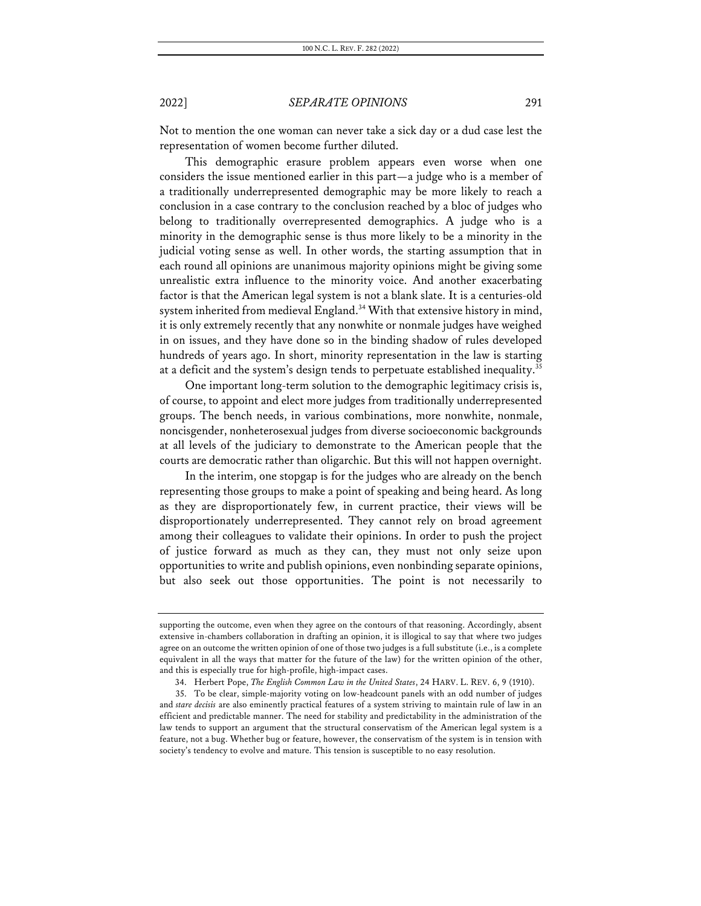Not to mention the one woman can never take a sick day or a dud case lest the representation of women become further diluted.

This demographic erasure problem appears even worse when one considers the issue mentioned earlier in this part—a judge who is a member of a traditionally underrepresented demographic may be more likely to reach a conclusion in a case contrary to the conclusion reached by a bloc of judges who belong to traditionally overrepresented demographics. A judge who is a minority in the demographic sense is thus more likely to be a minority in the judicial voting sense as well. In other words, the starting assumption that in each round all opinions are unanimous majority opinions might be giving some unrealistic extra influence to the minority voice. And another exacerbating factor is that the American legal system is not a blank slate. It is a centuries-old system inherited from medieval England.[34] With that extensive history in mind, it is only extremely recently that any nonwhite or nonmale judges have weighed in on issues, and they have done so in the binding shadow of rules developed hundreds of years ago. In short, minority representation in the law is starting at a deficit and the system's design tends to perpetuate established inequality.[35]

One important long-term solution to the demographic legitimacy crisis is, of course, to appoint and elect more judges from traditionally underrepresented groups. The bench needs, in various combinations, more nonwhite, nonmale, noncisgender, nonheterosexual judges from diverse socioeconomic backgrounds at all levels of the judiciary to demonstrate to the American people that the courts are democratic rather than oligarchic. But this will not happen overnight.

In the interim, one stopgap is for the judges who are already on the bench representing those groups to make a point of speaking and being heard. As long as they are disproportionately few, in current practice, their views will be disproportionately underrepresented. They cannot rely on broad agreement among their colleagues to validate their opinions. In order to push the project of justice forward as much as they can, they must not only seize upon opportunities to write and publish opinions, even nonbinding separate opinions, but also seek out those opportunities. The point is not necessarily to

---

supporting the outcome, even when they agree on the contours of that reasoning. Accordingly, absent extensive in-chambers collaboration in drafting an opinion, it is illogical to say that where two judges agree on an outcome the written opinion of one of those two judges is a full substitute (i.e., is a complete equivalent in all the ways that matter for the future of the law) for the written opinion of the other, and this is especially true for high-profile, high-impact cases.

34. Herbert Pope, *The English Common Law in the United States*, 24 HARV. L. REV. 6, 9 (1910).

35. To be clear, simple-majority voting on low-headcount panels with an odd number of judges and *stare decisis* are also eminently practical features of a system striving to maintain rule of law in an efficient and predictable manner. The need for stability and predictability in the administration of the law tends to support an argument that the structural conservatism of the American legal system is a feature, not a bug. Whether bug or feature, however, the conservatism of the system is in tension with society's tendency to evolve and mature. This tension is susceptible to no easy resolution.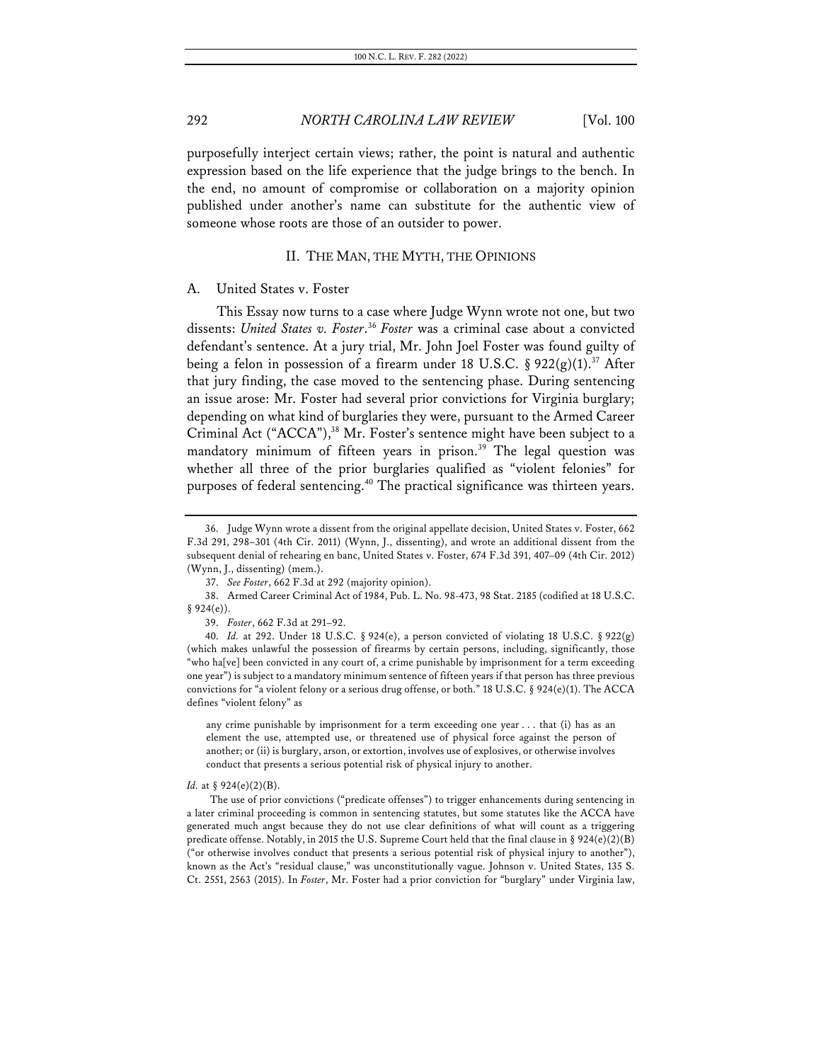purposefully interject certain views; rather, the point is natural and authentic expression based on the life experience that the judge brings to the bench. In the end, no amount of compromise or collaboration on a majority opinion published under another's name can substitute for the authentic view of someone whose roots are those of an outsider to power.

## II. THE MAN, THE MYTH, THE OPINIONS

### A. United States v. Foster

This Essay now turns to a case where Judge Wynn wrote not one, but two dissents: *United States v. Foster*.[36] *Foster* was a criminal case about a convicted defendant's sentence. At a jury trial, Mr. John Joel Foster was found guilty of being a felon in possession of a firearm under 18 U.S.C. § 922(g)(1).[37] After that jury finding, the case moved to the sentencing phase. During sentencing an issue arose: Mr. Foster had several prior convictions for Virginia burglary; depending on what kind of burglaries they were, pursuant to the Armed Career Criminal Act ("ACCA"),[38] Mr. Foster's sentence might have been subject to a mandatory minimum of fifteen years in prison.[39] The legal question was whether all three of the prior burglaries qualified as "violent felonies" for purposes of federal sentencing.[40] The practical significance was thirteen years.

---

36. Judge Wynn wrote a dissent from the original appellate decision, United States v. Foster, 662 F.3d 291, 298–301 (4th Cir. 2011) (Wynn, J., dissenting), and wrote an additional dissent from the subsequent denial of rehearing en banc, United States v. Foster, 674 F.3d 391, 407–09 (4th Cir. 2012) (Wynn, J., dissenting) (mem.).

37. *See Foster*, 662 F.3d at 292 (majority opinion).

38. Armed Career Criminal Act of 1984, Pub. L. No. 98-473, 98 Stat. 2185 (codified at 18 U.S.C. § 924(e)).

39. *Foster*, 662 F.3d at 291–92.

40. *Id.* at 292. Under 18 U.S.C. § 924(e), a person convicted of violating 18 U.S.C. § 922(g) (which makes unlawful the possession of firearms by certain persons, including, significantly, those "who ha[ve] been convicted in any court of, a crime punishable by imprisonment for a term exceeding one year") is subject to a mandatory minimum sentence of fifteen years if that person has three previous convictions for "a violent felony or a serious drug offense, or both." 18 U.S.C. § 924(e)(1). The ACCA defines "violent felony" as

> any crime punishable by imprisonment for a term exceeding one year . . . that (i) has as an element the use, attempted use, or threatened use of physical force against the person of another; or (ii) is burglary, arson, or extortion, involves use of explosives, or otherwise involves conduct that presents a serious potential risk of physical injury to another.

*Id.* at § 924(e)(2)(B).

The use of prior convictions ("predicate offenses") to trigger enhancements during sentencing in a later criminal proceeding is common in sentencing statutes, but some statutes like the ACCA have generated much angst because they do not use clear definitions of what will count as a triggering predicate offense. Notably, in 2015 the U.S. Supreme Court held that the final clause in § 924(e)(2)(B) ("or otherwise involves conduct that presents a serious potential risk of physical injury to another"), known as the Act's "residual clause," was unconstitutionally vague. Johnson v. United States, 135 S. Ct. 2551, 2563 (2015). In *Foster*, Mr. Foster had a prior conviction for "burglary" under Virginia law,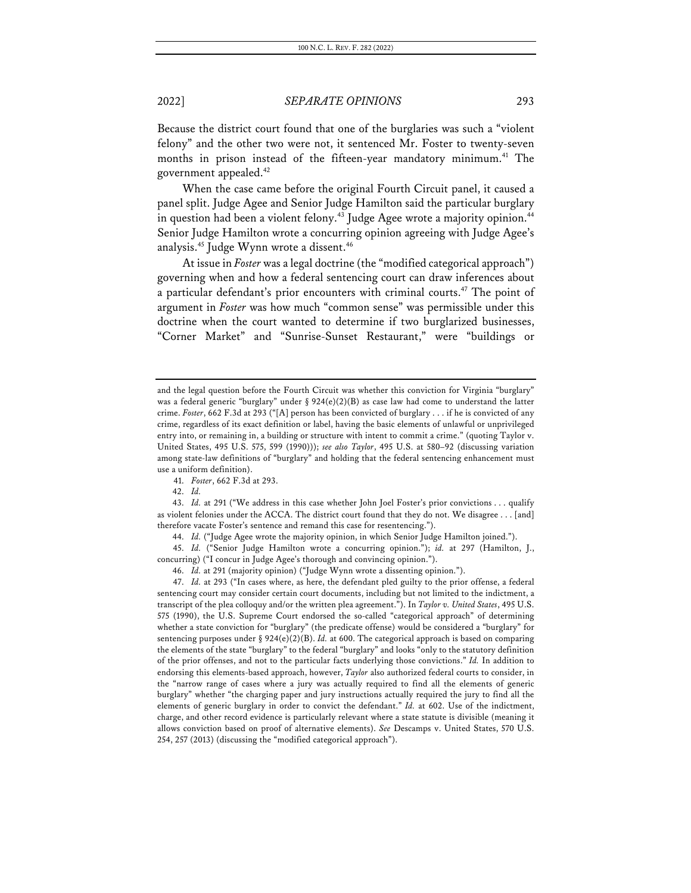Because the district court found that one of the burglaries was such a "violent felony" and the other two were not, it sentenced Mr. Foster to twenty-seven months in prison instead of the fifteen-year mandatory minimum.[41] The government appealed.[42]

When the case came before the original Fourth Circuit panel, it caused a panel split. Judge Agee and Senior Judge Hamilton said the particular burglary in question had been a violent felony.[43] Judge Agee wrote a majority opinion.[44] Senior Judge Hamilton wrote a concurring opinion agreeing with Judge Agee's analysis.[45] Judge Wynn wrote a dissent.[46]

At issue in *Foster* was a legal doctrine (the "modified categorical approach") governing when and how a federal sentencing court can draw inferences about a particular defendant's prior encounters with criminal courts.[47] The point of argument in *Foster* was how much "common sense" was permissible under this doctrine when the court wanted to determine if two burglarized businesses, "Corner Market" and "Sunrise-Sunset Restaurant," were "buildings or

---

and the legal question before the Fourth Circuit was whether this conviction for Virginia "burglary" was a federal generic "burglary" under § 924(e)(2)(B) as case law had come to understand the latter crime. *Foster*, 662 F.3d at 293 ("[A] person has been convicted of burglary . . . if he is convicted of any crime, regardless of its exact definition or label, having the basic elements of unlawful or unprivileged entry into, or remaining in, a building or structure with intent to commit a crime." (quoting Taylor v. United States, 495 U.S. 575, 599 (1990))); *see also Taylor*, 495 U.S. at 580–92 (discussing variation among state-law definitions of "burglary" and holding that the federal sentencing enhancement must use a uniform definition).

41. *Foster*, 662 F.3d at 293.

42. *Id.*

43. *Id.* at 291 ("We address in this case whether John Joel Foster's prior convictions . . . qualify as violent felonies under the ACCA. The district court found that they do not. We disagree . . . [and] therefore vacate Foster's sentence and remand this case for resentencing.").

44. *Id.* ("Judge Agee wrote the majority opinion, in which Senior Judge Hamilton joined.").

45. *Id.* ("Senior Judge Hamilton wrote a concurring opinion."); *id.* at 297 (Hamilton, J., concurring) ("I concur in Judge Agee's thorough and convincing opinion.").

46. *Id.* at 291 (majority opinion) ("Judge Wynn wrote a dissenting opinion.").

47. *Id.* at 293 ("In cases where, as here, the defendant pled guilty to the prior offense, a federal sentencing court may consider certain court documents, including but not limited to the indictment, a transcript of the plea colloquy and/or the written plea agreement."). In *Taylor v. United States*, 495 U.S. 575 (1990), the U.S. Supreme Court endorsed the so-called "categorical approach" of determining whether a state conviction for "burglary" (the predicate offense) would be considered a "burglary" for sentencing purposes under § 924(e)(2)(B). *Id.* at 600. The categorical approach is based on comparing the elements of the state "burglary" to the federal "burglary" and looks "only to the statutory definition of the prior offenses, and not to the particular facts underlying those convictions." *Id.* In addition to endorsing this elements-based approach, however, *Taylor* also authorized federal courts to consider, in the "narrow range of cases where a jury was actually required to find all the elements of generic burglary" whether "the charging paper and jury instructions actually required the jury to find all the elements of generic burglary in order to convict the defendant." *Id.* at 602. Use of the indictment, charge, and other record evidence is particularly relevant where a state statute is divisible (meaning it allows conviction based on proof of alternative elements). *See* Descamps v. United States, 570 U.S. 254, 257 (2013) (discussing the "modified categorical approach").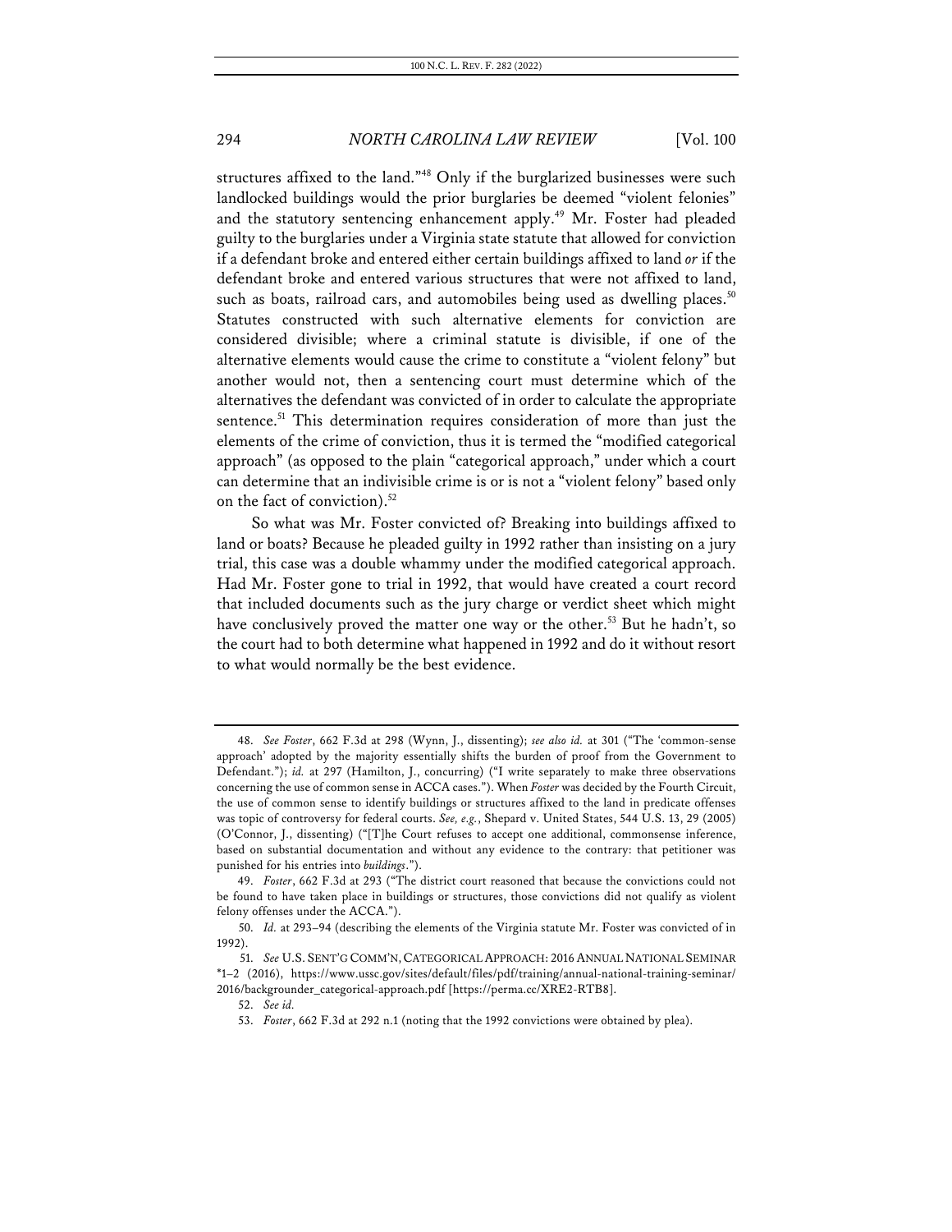structures affixed to the land."[48] Only if the burglarized businesses were such landlocked buildings would the prior burglaries be deemed "violent felonies" and the statutory sentencing enhancement apply.[49] Mr. Foster had pleaded guilty to the burglaries under a Virginia state statute that allowed for conviction if a defendant broke and entered either certain buildings affixed to land *or* if the defendant broke and entered various structures that were not affixed to land, such as boats, railroad cars, and automobiles being used as dwelling places.[50] Statutes constructed with such alternative elements for conviction are considered divisible; where a criminal statute is divisible, if one of the alternative elements would cause the crime to constitute a "violent felony" but another would not, then a sentencing court must determine which of the alternatives the defendant was convicted of in order to calculate the appropriate sentence.[51] This determination requires consideration of more than just the elements of the crime of conviction, thus it is termed the "modified categorical approach" (as opposed to the plain "categorical approach," under which a court can determine that an indivisible crime is or is not a "violent felony" based only on the fact of conviction).[52]

So what was Mr. Foster convicted of? Breaking into buildings affixed to land or boats? Because he pleaded guilty in 1992 rather than insisting on a jury trial, this case was a double whammy under the modified categorical approach. Had Mr. Foster gone to trial in 1992, that would have created a court record that included documents such as the jury charge or verdict sheet which might have conclusively proved the matter one way or the other.[53] But he hadn't, so the court had to both determine what happened in 1992 and do it without resort to what would normally be the best evidence.

---

48. *See Foster*, 662 F.3d at 298 (Wynn, J., dissenting); *see also id.* at 301 ("The 'common-sense approach' adopted by the majority essentially shifts the burden of proof from the Government to Defendant."); *id.* at 297 (Hamilton, J., concurring) ("I write separately to make three observations concerning the use of common sense in ACCA cases."). When *Foster* was decided by the Fourth Circuit, the use of common sense to identify buildings or structures affixed to the land in predicate offenses was topic of controversy for federal courts. *See, e.g.*, Shepard v. United States, 544 U.S. 13, 29 (2005) (O'Connor, J., dissenting) ("[T]he Court refuses to accept one additional, commonsense inference, based on substantial documentation and without any evidence to the contrary: that petitioner was punished for his entries into *buildings*.").

49. *Foster*, 662 F.3d at 293 ("The district court reasoned that because the convictions could not be found to have taken place in buildings or structures, those convictions did not qualify as violent felony offenses under the ACCA.").

50. *Id.* at 293–94 (describing the elements of the Virginia statute Mr. Foster was convicted of in 1992).

51. *See* U.S. SENT'G COMM'N, CATEGORICAL APPROACH: 2016 ANNUAL NATIONAL SEMINAR *1–2 (2016), https://www.ussc.gov/sites/default/files/pdf/training/annual-national-training-seminar/2016/backgrounder_categorical-approach.pdf [https://perma.cc/XRE2-RTB8].

52. *See id.*

53. *Foster*, 662 F.3d at 292 n.1 (noting that the 1992 convictions were obtained by plea).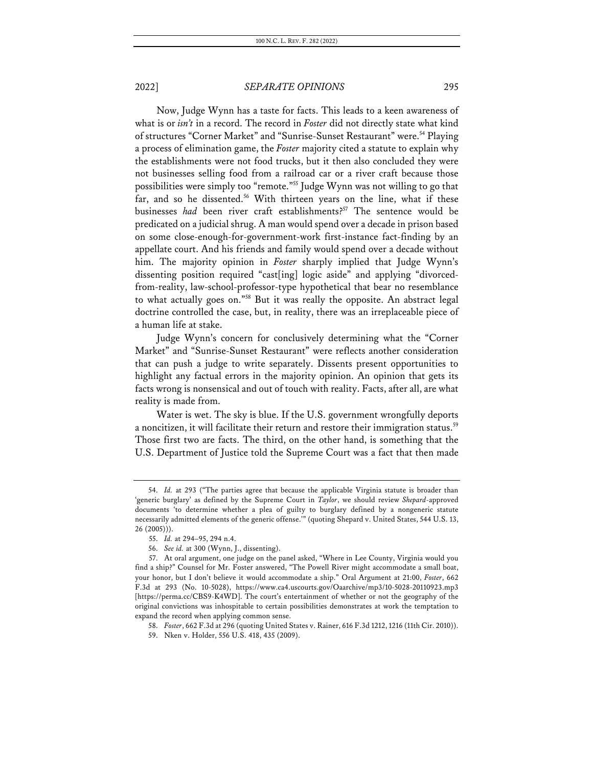Now, Judge Wynn has a taste for facts. This leads to a keen awareness of what is or *isn't* in a record. The record in *Foster* did not directly state what kind of structures "Corner Market" and "Sunrise-Sunset Restaurant" were.[54] Playing a process of elimination game, the *Foster* majority cited a statute to explain why the establishments were not food trucks, but it then also concluded they were not businesses selling food from a railroad car or a river craft because those possibilities were simply too "remote."[55] Judge Wynn was not willing to go that far, and so he dissented.[56] With thirteen years on the line, what if these businesses *had* been river craft establishments?[57] The sentence would be predicated on a judicial shrug. A man would spend over a decade in prison based on some close-enough-for-government-work first-instance fact-finding by an appellate court. And his friends and family would spend over a decade without him. The majority opinion in *Foster* sharply implied that Judge Wynn's dissenting position required "cast[ing] logic aside" and applying "divorced-from-reality, law-school-professor-type hypothetical that bear no resemblance to what actually goes on."[58] But it was really the opposite. An abstract legal doctrine controlled the case, but, in reality, there was an irreplaceable piece of a human life at stake.

Judge Wynn's concern for conclusively determining what the "Corner Market" and "Sunrise-Sunset Restaurant" were reflects another consideration that can push a judge to write separately. Dissents present opportunities to highlight any factual errors in the majority opinion. An opinion that gets its facts wrong is nonsensical and out of touch with reality. Facts, after all, are what reality is made from.

Water is wet. The sky is blue. If the U.S. government wrongfully deports a noncitizen, it will facilitate their return and restore their immigration status.[59] Those first two are facts. The third, on the other hand, is something that the U.S. Department of Justice told the Supreme Court was a fact that then made

---

54. *Id.* at 293 ("The parties agree that because the applicable Virginia statute is broader than 'generic burglary' as defined by the Supreme Court in *Taylor*, we should review *Shepard*-approved documents 'to determine whether a plea of guilty to burglary defined by a nongeneric statute necessarily admitted elements of the generic offense.'" (quoting Shepard v. United States, 544 U.S. 13, 26 (2005))).

55. *Id.* at 294–95, 294 n.4.

56. *See id.* at 300 (Wynn, J., dissenting).

57. At oral argument, one judge on the panel asked, "Where in Lee County, Virginia would you find a ship?" Counsel for Mr. Foster answered, "The Powell River might accommodate a small boat, your honor, but I don't believe it would accommodate a ship." Oral Argument at 21:00, *Foster*, 662 F.3d at 293 (No. 10-5028), https://www.ca4.uscourts.gov/Oaarchive/mp3/10-5028-20110923.mp3 [https://perma.cc/CBS9-K4WD]. The court's entertainment of whether or not the geography of the original convictions was inhospitable to certain possibilities demonstrates at work the temptation to expand the record when applying common sense.

58. *Foster*, 662 F.3d at 296 (quoting United States v. Rainer, 616 F.3d 1212, 1216 (11th Cir. 2010)).

59. Nken v. Holder, 556 U.S. 418, 435 (2009).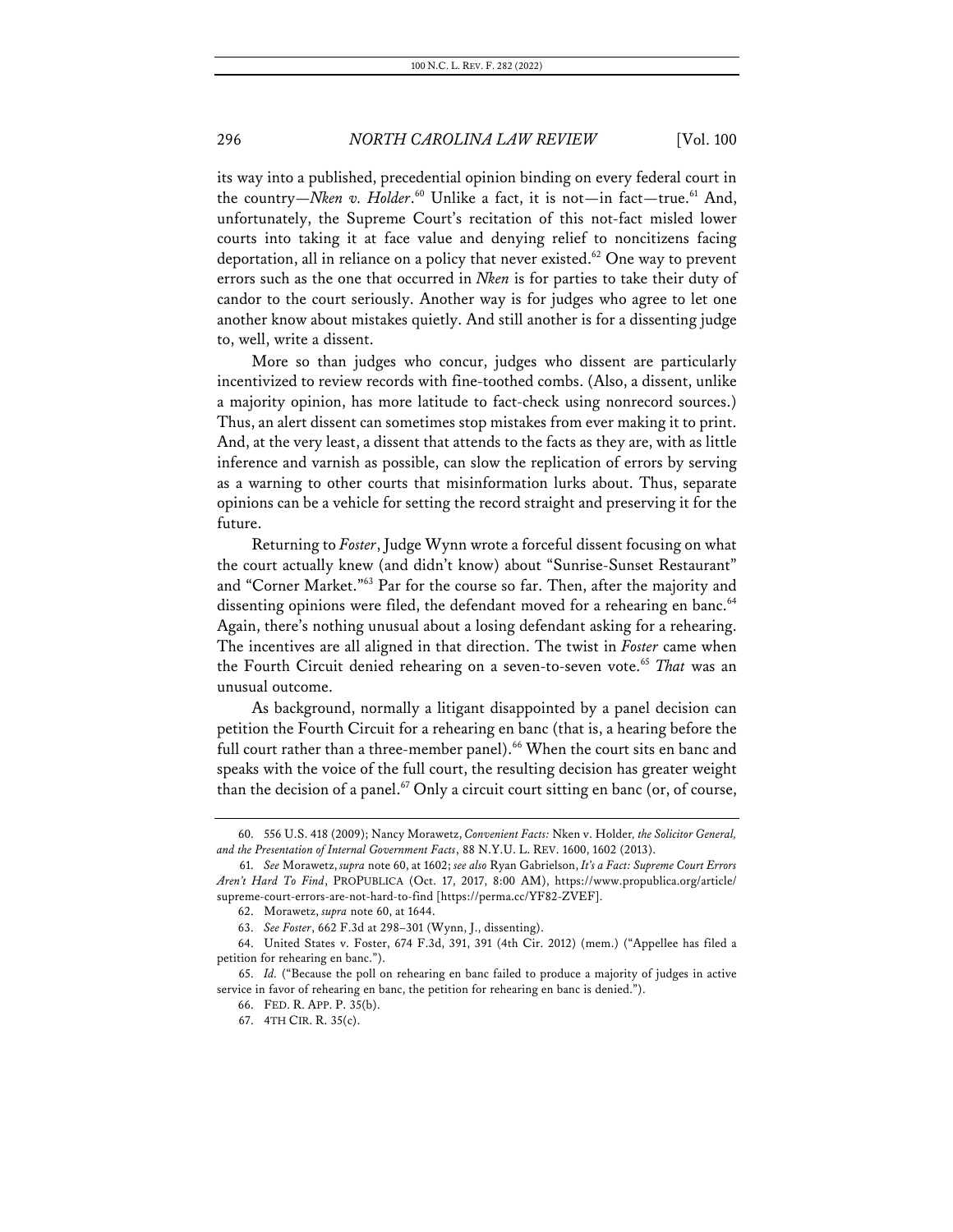its way into a published, precedential opinion binding on every federal court in the country—*Nken v. Holder*.[60] Unlike a fact, it is not—in fact—true.[61] And, unfortunately, the Supreme Court's recitation of this not-fact misled lower courts into taking it at face value and denying relief to noncitizens facing deportation, all in reliance on a policy that never existed.[62] One way to prevent errors such as the one that occurred in *Nken* is for parties to take their duty of candor to the court seriously. Another way is for judges who agree to let one another know about mistakes quietly. And still another is for a dissenting judge to, well, write a dissent.

More so than judges who concur, judges who dissent are particularly incentivized to review records with fine-toothed combs. (Also, a dissent, unlike a majority opinion, has more latitude to fact-check using nonrecord sources.) Thus, an alert dissent can sometimes stop mistakes from ever making it to print. And, at the very least, a dissent that attends to the facts as they are, with as little inference and varnish as possible, can slow the replication of errors by serving as a warning to other courts that misinformation lurks about. Thus, separate opinions can be a vehicle for setting the record straight and preserving it for the future.

Returning to *Foster*, Judge Wynn wrote a forceful dissent focusing on what the court actually knew (and didn't know) about "Sunrise-Sunset Restaurant" and "Corner Market."[63] Par for the course so far. Then, after the majority and dissenting opinions were filed, the defendant moved for a rehearing en banc.[64] Again, there's nothing unusual about a losing defendant asking for a rehearing. The incentives are all aligned in that direction. The twist in *Foster* came when the Fourth Circuit denied rehearing on a seven-to-seven vote.[65] *That* was an unusual outcome.

As background, normally a litigant disappointed by a panel decision can petition the Fourth Circuit for a rehearing en banc (that is, a hearing before the full court rather than a three-member panel).[66] When the court sits en banc and speaks with the voice of the full court, the resulting decision has greater weight than the decision of a panel.[67] Only a circuit court sitting en banc (or, of course,

---

60. 556 U.S. 418 (2009); Nancy Morawetz, *Convenient Facts:* Nken v. Holder*, the Solicitor General, and the Presentation of Internal Government Facts*, 88 N.Y.U. L. REV. 1600, 1602 (2013).

61. *See* Morawetz, *supra* note 60, at 1602; *see also* Ryan Gabrielson, *It's a Fact: Supreme Court Errors Aren't Hard To Find*, PROPUBLICA (Oct. 17, 2017, 8:00 AM), https://www.propublica.org/article/supreme-court-errors-are-not-hard-to-find [https://perma.cc/YF82-ZVEF].

62. Morawetz, *supra* note 60, at 1644.

63. *See Foster*, 662 F.3d at 298–301 (Wynn, J., dissenting).

64. United States v. Foster, 674 F.3d, 391, 391 (4th Cir. 2012) (mem.) ("Appellee has filed a petition for rehearing en banc.").

65. *Id.* ("Because the poll on rehearing en banc failed to produce a majority of judges in active service in favor of rehearing en banc, the petition for rehearing en banc is denied.").

66. FED. R. APP. P. 35(b).

67. 4TH CIR. R. 35(c).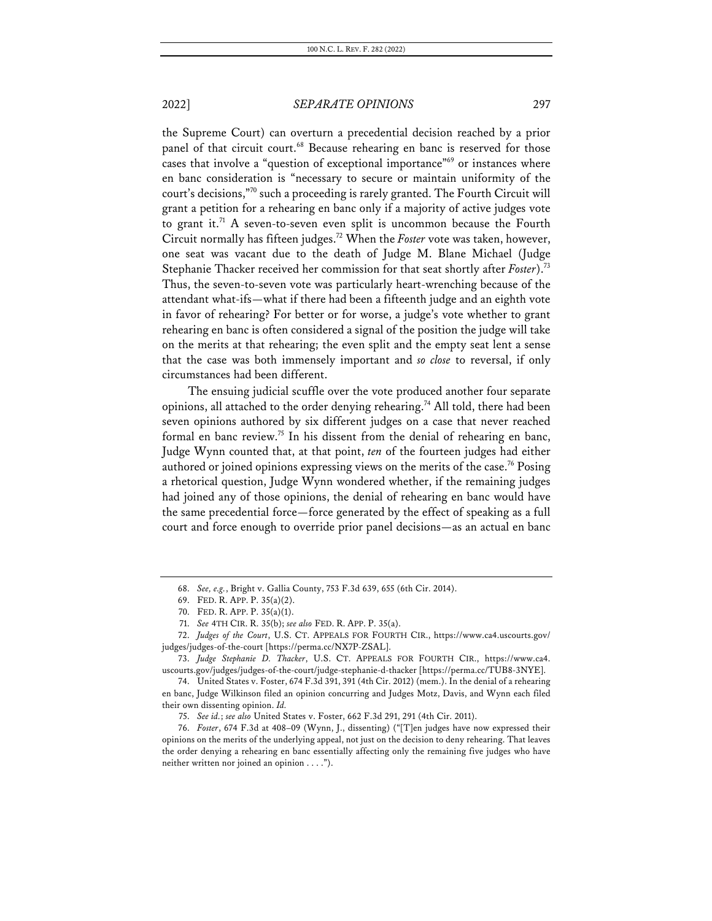the Supreme Court) can overturn a precedential decision reached by a prior panel of that circuit court.[68] Because rehearing en banc is reserved for those cases that involve a "question of exceptional importance"[69] or instances where en banc consideration is "necessary to secure or maintain uniformity of the court's decisions,"[70] such a proceeding is rarely granted. The Fourth Circuit will grant a petition for a rehearing en banc only if a majority of active judges vote to grant it.[71] A seven-to-seven even split is uncommon because the Fourth Circuit normally has fifteen judges.[72] When the *Foster* vote was taken, however, one seat was vacant due to the death of Judge M. Blane Michael (Judge Stephanie Thacker received her commission for that seat shortly after *Foster*).[73] Thus, the seven-to-seven vote was particularly heart-wrenching because of the attendant what-ifs—what if there had been a fifteenth judge and an eighth vote in favor of rehearing? For better or for worse, a judge's vote whether to grant rehearing en banc is often considered a signal of the position the judge will take on the merits at that rehearing; the even split and the empty seat lent a sense that the case was both immensely important and *so close* to reversal, if only circumstances had been different.

The ensuing judicial scuffle over the vote produced another four separate opinions, all attached to the order denying rehearing.[74] All told, there had been seven opinions authored by six different judges on a case that never reached formal en banc review.[75] In his dissent from the denial of rehearing en banc, Judge Wynn counted that, at that point, *ten* of the fourteen judges had either authored or joined opinions expressing views on the merits of the case.[76] Posing a rhetorical question, Judge Wynn wondered whether, if the remaining judges had joined any of those opinions, the denial of rehearing en banc would have the same precedential force—force generated by the effect of speaking as a full court and force enough to override prior panel decisions—as an actual en banc

68. *See, e.g.*, Bright v. Gallia County, 753 F.3d 639, 655 (6th Cir. 2014).

69. FED. R. APP. P. 35(a)(2).

70. FED. R. APP. P. 35(a)(1).

71. *See* 4TH CIR. R. 35(b); *see also* FED. R. APP. P. 35(a).

72. *Judges of the Court*, U.S. CT. APPEALS FOR FOURTH CIR., https://www.ca4.uscourts.gov/judges/judges-of-the-court [https://perma.cc/NX7P-ZSAL].

73. *Judge Stephanie D. Thacker*, U.S. CT. APPEALS FOR FOURTH CIR., https://www.ca4.uscourts.gov/judges/judges-of-the-court/judge-stephanie-d-thacker [https://perma.cc/TUB8-3NYE].

74. United States v. Foster, 674 F.3d 391, 391 (4th Cir. 2012) (mem.). In the denial of a rehearing en banc, Judge Wilkinson filed an opinion concurring and Judges Motz, Davis, and Wynn each filed their own dissenting opinion. *Id.*

75. *See id.*; *see also* United States v. Foster, 662 F.3d 291, 291 (4th Cir. 2011).

76. *Foster*, 674 F.3d at 408–09 (Wynn, J., dissenting) ("[T]en judges have now expressed their opinions on the merits of the underlying appeal, not just on the decision to deny rehearing. That leaves the order denying a rehearing en banc essentially affecting only the remaining five judges who have neither written nor joined an opinion . . . .").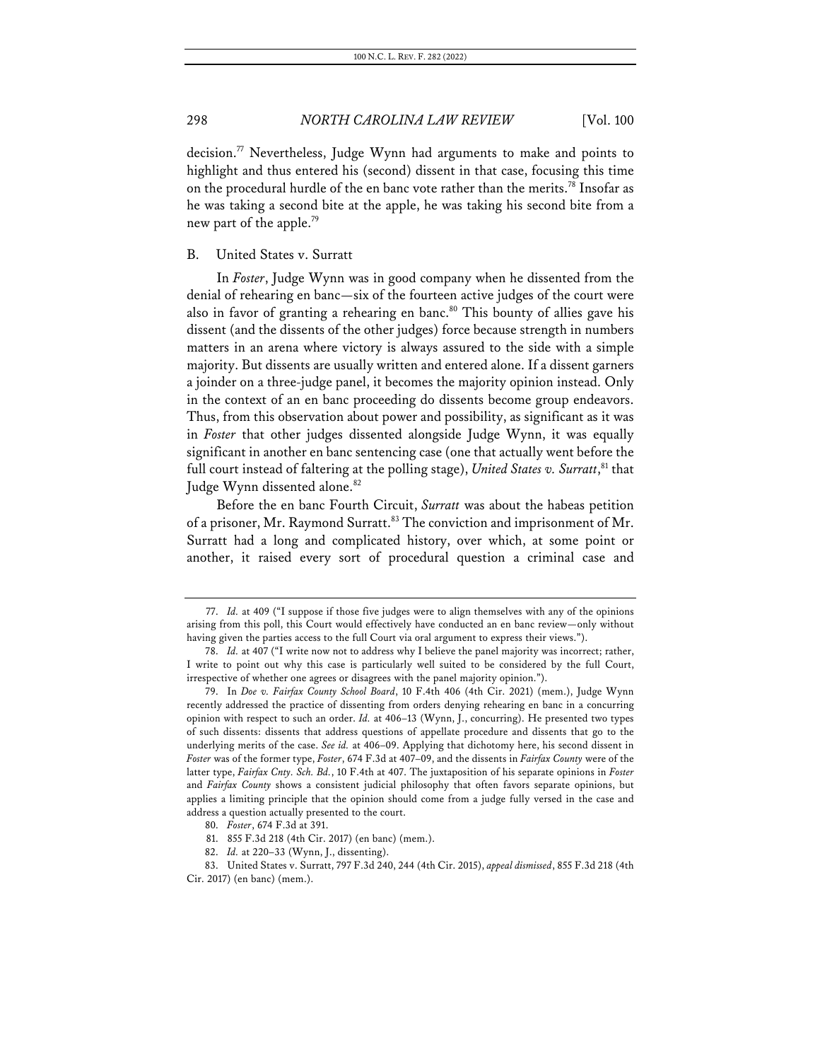decision.[77] Nevertheless, Judge Wynn had arguments to make and points to highlight and thus entered his (second) dissent in that case, focusing this time on the procedural hurdle of the en banc vote rather than the merits.[78] Insofar as he was taking a second bite at the apple, he was taking his second bite from a new part of the apple.[79]

## B. United States v. Surratt

In *Foster*, Judge Wynn was in good company when he dissented from the denial of rehearing en banc—six of the fourteen active judges of the court were also in favor of granting a rehearing en banc.[80] This bounty of allies gave his dissent (and the dissents of the other judges) force because strength in numbers matters in an arena where victory is always assured to the side with a simple majority. But dissents are usually written and entered alone. If a dissent garners a joinder on a three-judge panel, it becomes the majority opinion instead. Only in the context of an en banc proceeding do dissents become group endeavors. Thus, from this observation about power and possibility, as significant as it was in *Foster* that other judges dissented alongside Judge Wynn, it was equally significant in another en banc sentencing case (one that actually went before the full court instead of faltering at the polling stage), *United States v. Surratt*,[81] that Judge Wynn dissented alone.[82]

Before the en banc Fourth Circuit, *Surratt* was about the habeas petition of a prisoner, Mr. Raymond Surratt.[83] The conviction and imprisonment of Mr. Surratt had a long and complicated history, over which, at some point or another, it raised every sort of procedural question a criminal case and

---

77. *Id.* at 409 ("I suppose if those five judges were to align themselves with any of the opinions arising from this poll, this Court would effectively have conducted an en banc review—only without having given the parties access to the full Court via oral argument to express their views.").

78. *Id.* at 407 ("I write now not to address why I believe the panel majority was incorrect; rather, I write to point out why this case is particularly well suited to be considered by the full Court, irrespective of whether one agrees or disagrees with the panel majority opinion.").

79. In *Doe v. Fairfax County School Board*, 10 F.4th 406 (4th Cir. 2021) (mem.), Judge Wynn recently addressed the practice of dissenting from orders denying rehearing en banc in a concurring opinion with respect to such an order. *Id.* at 406–13 (Wynn, J., concurring). He presented two types of such dissents: dissents that address questions of appellate procedure and dissents that go to the underlying merits of the case. *See id.* at 406–09. Applying that dichotomy here, his second dissent in *Foster* was of the former type, *Foster*, 674 F.3d at 407–09, and the dissents in *Fairfax County* were of the latter type, *Fairfax Cnty. Sch. Bd.*, 10 F.4th at 407. The juxtaposition of his separate opinions in *Foster* and *Fairfax County* shows a consistent judicial philosophy that often favors separate opinions, but applies a limiting principle that the opinion should come from a judge fully versed in the case and address a question actually presented to the court.

80. *Foster*, 674 F.3d at 391.

81. 855 F.3d 218 (4th Cir. 2017) (en banc) (mem.).

82. *Id.* at 220–33 (Wynn, J., dissenting).

83. United States v. Surratt, 797 F.3d 240, 244 (4th Cir. 2015), *appeal dismissed*, 855 F.3d 218 (4th Cir. 2017) (en banc) (mem.).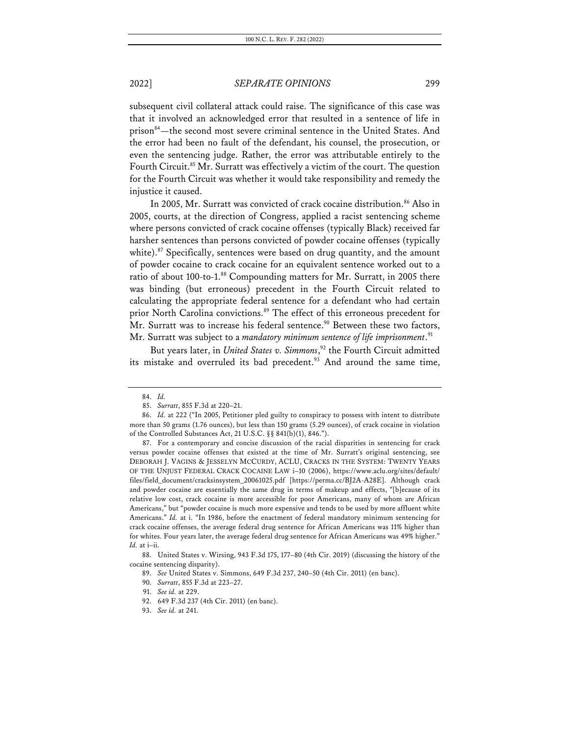subsequent civil collateral attack could raise. The significance of this case was that it involved an acknowledged error that resulted in a sentence of life in prison[84]—the second most severe criminal sentence in the United States. And the error had been no fault of the defendant, his counsel, the prosecution, or even the sentencing judge. Rather, the error was attributable entirely to the Fourth Circuit.[85] Mr. Surratt was effectively a victim of the court. The question for the Fourth Circuit was whether it would take responsibility and remedy the injustice it caused.

In 2005, Mr. Surratt was convicted of crack cocaine distribution.[86] Also in 2005, courts, at the direction of Congress, applied a racist sentencing scheme where persons convicted of crack cocaine offenses (typically Black) received far harsher sentences than persons convicted of powder cocaine offenses (typically white).[87] Specifically, sentences were based on drug quantity, and the amount of powder cocaine to crack cocaine for an equivalent sentence worked out to a ratio of about 100-to-1.[88] Compounding matters for Mr. Surratt, in 2005 there was binding (but erroneous) precedent in the Fourth Circuit related to calculating the appropriate federal sentence for a defendant who had certain prior North Carolina convictions.[89] The effect of this erroneous precedent for Mr. Surratt was to increase his federal sentence.[90] Between these two factors, Mr. Surratt was subject to a *mandatory minimum sentence of life imprisonment*.[91]

But years later, in *United States v. Simmons*,[92] the Fourth Circuit admitted its mistake and overruled its bad precedent.[93] And around the same time,

---

84. *Id.*

85. *Surratt*, 855 F.3d at 220–21.

86. *Id.* at 222 ("In 2005, Petitioner pled guilty to conspiracy to possess with intent to distribute more than 50 grams (1.76 ounces), but less than 150 grams (5.29 ounces), of crack cocaine in violation of the Controlled Substances Act, 21 U.S.C. §§ 841(b)(1), 846.").

87. For a contemporary and concise discussion of the racial disparities in sentencing for crack versus powder cocaine offenses that existed at the time of Mr. Surratt's original sentencing, see DEBORAH J. VAGINS & JESSELYN MCCURDY, ACLU, CRACKS IN THE SYSTEM: TWENTY YEARS OF THE UNJUST FEDERAL CRACK COCAINE LAW i–10 (2006), https://www.aclu.org/sites/default/files/field_document/cracksinsystem_20061025.pdf [https://perma.cc/BJ2A-A28E]. Although crack and powder cocaine are essentially the same drug in terms of makeup and effects, "[b]ecause of its relative low cost, crack cocaine is more accessible for poor Americans, many of whom are African Americans," but "powder cocaine is much more expensive and tends to be used by more affluent white Americans." *Id.* at i. "In 1986, before the enactment of federal mandatory minimum sentencing for crack cocaine offenses, the average federal drug sentence for African Americans was 11% higher than for whites. Four years later, the average federal drug sentence for African Americans was 49% higher." *Id.* at i–ii.

88. United States v. Wirsing, 943 F.3d 175, 177–80 (4th Cir. 2019) (discussing the history of the cocaine sentencing disparity).

89. *See* United States v. Simmons, 649 F.3d 237, 240–50 (4th Cir. 2011) (en banc).

90. *Surratt*, 855 F.3d at 223–27.

91. *See id.* at 229.

92. 649 F.3d 237 (4th Cir. 2011) (en banc).

93. *See id.* at 241.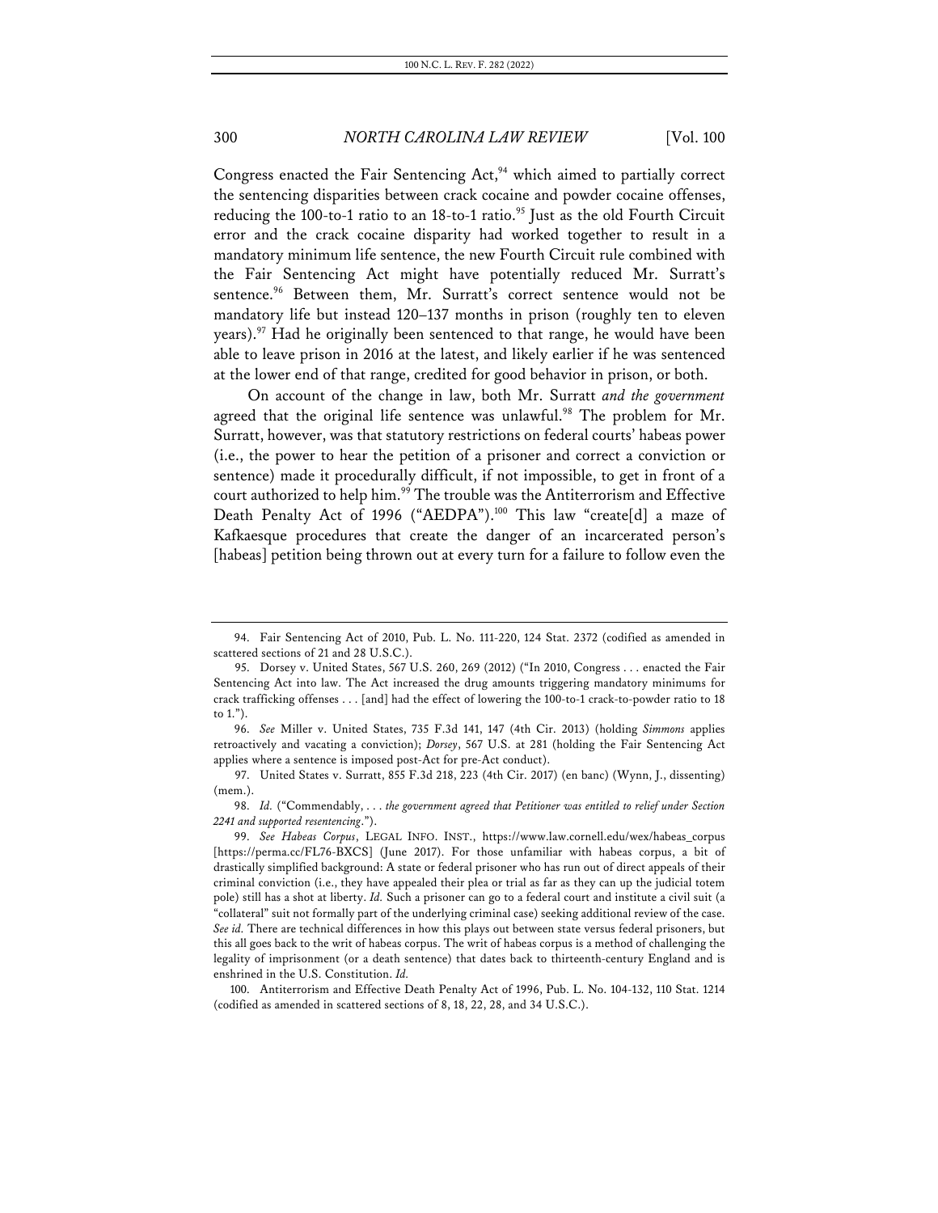Congress enacted the Fair Sentencing Act,[94] which aimed to partially correct the sentencing disparities between crack cocaine and powder cocaine offenses, reducing the 100-to-1 ratio to an 18-to-1 ratio.[95] Just as the old Fourth Circuit error and the crack cocaine disparity had worked together to result in a mandatory minimum life sentence, the new Fourth Circuit rule combined with the Fair Sentencing Act might have potentially reduced Mr. Surratt's sentence.[96] Between them, Mr. Surratt's correct sentence would not be mandatory life but instead 120–137 months in prison (roughly ten to eleven years).[97] Had he originally been sentenced to that range, he would have been able to leave prison in 2016 at the latest, and likely earlier if he was sentenced at the lower end of that range, credited for good behavior in prison, or both.

On account of the change in law, both Mr. Surratt *and the government* agreed that the original life sentence was unlawful.[98] The problem for Mr. Surratt, however, was that statutory restrictions on federal courts' habeas power (i.e., the power to hear the petition of a prisoner and correct a conviction or sentence) made it procedurally difficult, if not impossible, to get in front of a court authorized to help him.[99] The trouble was the Antiterrorism and Effective Death Penalty Act of 1996 ("AEDPA").[100] This law "create[d] a maze of Kafkaesque procedures that create the danger of an incarcerated person's [habeas] petition being thrown out at every turn for a failure to follow even the

---

94. Fair Sentencing Act of 2010, Pub. L. No. 111-220, 124 Stat. 2372 (codified as amended in scattered sections of 21 and 28 U.S.C.).

95. Dorsey v. United States, 567 U.S. 260, 269 (2012) ("In 2010, Congress . . . enacted the Fair Sentencing Act into law. The Act increased the drug amounts triggering mandatory minimums for crack trafficking offenses . . . [and] had the effect of lowering the 100-to-1 crack-to-powder ratio to 18 to 1.").

96. *See* Miller v. United States, 735 F.3d 141, 147 (4th Cir. 2013) (holding *Simmons* applies retroactively and vacating a conviction); *Dorsey*, 567 U.S. at 281 (holding the Fair Sentencing Act applies where a sentence is imposed post-Act for pre-Act conduct).

97. United States v. Surratt, 855 F.3d 218, 223 (4th Cir. 2017) (en banc) (Wynn, J., dissenting) (mem.).

98. *Id.* ("Commendably, . . . *the government agreed that Petitioner was entitled to relief under Section 2241 and supported resentencing*.").

99. *See Habeas Corpus*, LEGAL INFO. INST., https://www.law.cornell.edu/wex/habeas_corpus [https://perma.cc/FL76-BXCS] (June 2017). For those unfamiliar with habeas corpus, a bit of drastically simplified background: A state or federal prisoner who has run out of direct appeals of their criminal conviction (i.e., they have appealed their plea or trial as far as they can up the judicial totem pole) still has a shot at liberty. *Id.* Such a prisoner can go to a federal court and institute a civil suit (a "collateral" suit not formally part of the underlying criminal case) seeking additional review of the case. *See id.* There are technical differences in how this plays out between state versus federal prisoners, but this all goes back to the writ of habeas corpus. The writ of habeas corpus is a method of challenging the legality of imprisonment (or a death sentence) that dates back to thirteenth-century England and is enshrined in the U.S. Constitution. *Id.*

100. Antiterrorism and Effective Death Penalty Act of 1996, Pub. L. No. 104-132, 110 Stat. 1214 (codified as amended in scattered sections of 8, 18, 22, 28, and 34 U.S.C.).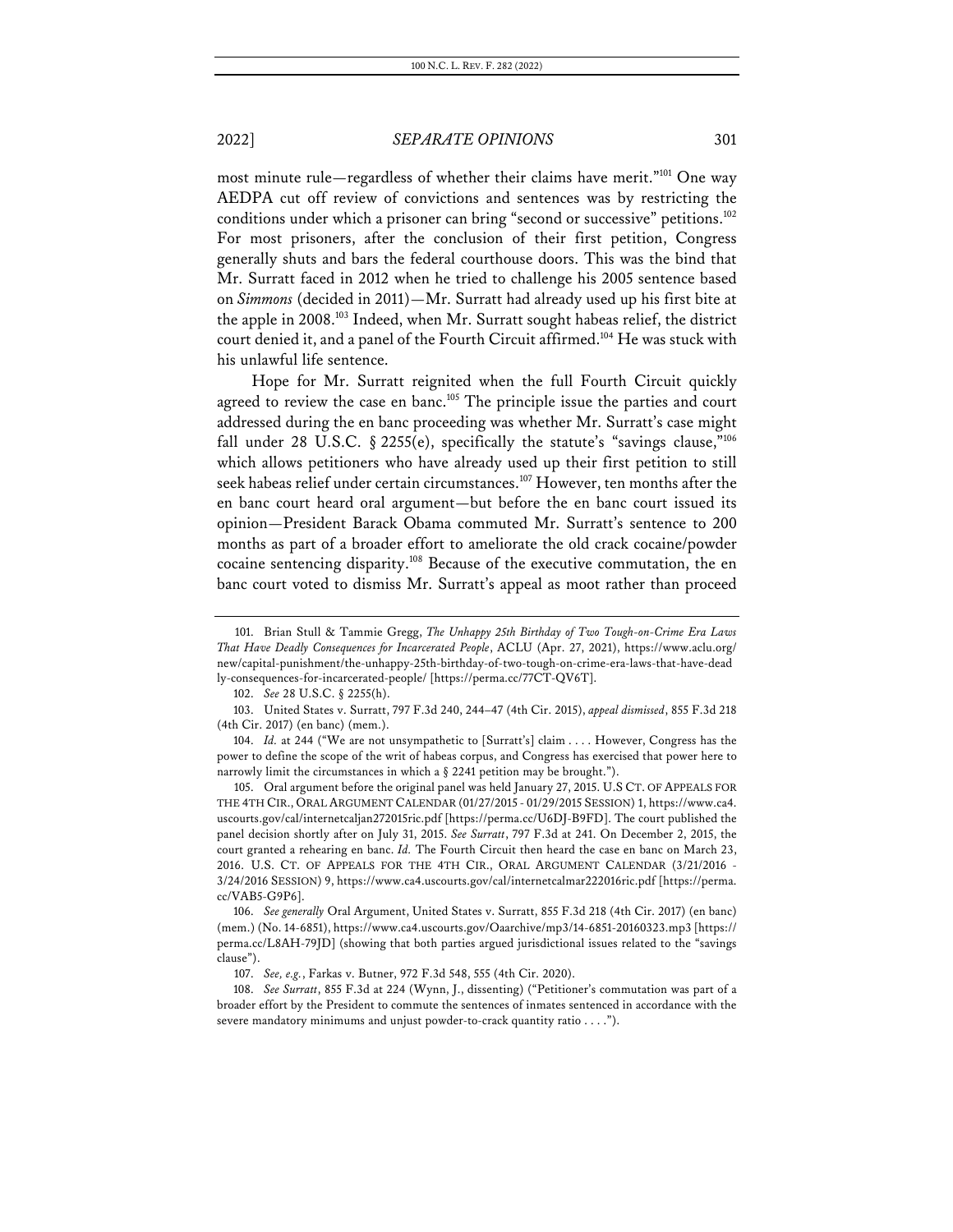most minute rule—regardless of whether their claims have merit."[101] One way AEDPA cut off review of convictions and sentences was by restricting the conditions under which a prisoner can bring "second or successive" petitions.[102] For most prisoners, after the conclusion of their first petition, Congress generally shuts and bars the federal courthouse doors. This was the bind that Mr. Surratt faced in 2012 when he tried to challenge his 2005 sentence based on *Simmons* (decided in 2011)—Mr. Surratt had already used up his first bite at the apple in 2008.[103] Indeed, when Mr. Surratt sought habeas relief, the district court denied it, and a panel of the Fourth Circuit affirmed.[104] He was stuck with his unlawful life sentence.

Hope for Mr. Surratt reignited when the full Fourth Circuit quickly agreed to review the case en banc.[105] The principle issue the parties and court addressed during the en banc proceeding was whether Mr. Surratt's case might fall under 28 U.S.C. § 2255(e), specifically the statute's "savings clause,"[106] which allows petitioners who have already used up their first petition to still seek habeas relief under certain circumstances.[107] However, ten months after the en banc court heard oral argument—but before the en banc court issued its opinion—President Barack Obama commuted Mr. Surratt's sentence to 200 months as part of a broader effort to ameliorate the old crack cocaine/powder cocaine sentencing disparity.[108] Because of the executive commutation, the en banc court voted to dismiss Mr. Surratt's appeal as moot rather than proceed

---

101. Brian Stull & Tammie Gregg, *The Unhappy 25th Birthday of Two Tough-on-Crime Era Laws That Have Deadly Consequences for Incarcerated People*, ACLU (Apr. 27, 2021), https://www.aclu.org/new/capital-punishment/the-unhappy-25th-birthday-of-two-tough-on-crime-era-laws-that-have-deadly-consequences-for-incarcerated-people/ [https://perma.cc/77CT-QV6T].

102. *See* 28 U.S.C. § 2255(h).

103. United States v. Surratt, 797 F.3d 240, 244–47 (4th Cir. 2015), *appeal dismissed*, 855 F.3d 218 (4th Cir. 2017) (en banc) (mem.).

104. *Id.* at 244 ("We are not unsympathetic to [Surratt's] claim . . . . However, Congress has the power to define the scope of the writ of habeas corpus, and Congress has exercised that power here to narrowly limit the circumstances in which a § 2241 petition may be brought.").

105. Oral argument before the original panel was held January 27, 2015. U.S CT. OF APPEALS FOR THE 4TH CIR., ORAL ARGUMENT CALENDAR (01/27/2015 - 01/29/2015 SESSION) 1, https://www.ca4.uscourts.gov/cal/internetcaljan272015ric.pdf [https://perma.cc/U6DJ-B9FD]. The court published the panel decision shortly after on July 31, 2015. *See Surratt*, 797 F.3d at 241. On December 2, 2015, the court granted a rehearing en banc. *Id.* The Fourth Circuit then heard the case en banc on March 23, 2016. U.S. CT. OF APPEALS FOR THE 4TH CIR., ORAL ARGUMENT CALENDAR (3/21/2016 - 3/24/2016 SESSION) 9, https://www.ca4.uscourts.gov/cal/internetcalmar222016ric.pdf [https://perma.cc/VAB5-G9P6].

106. *See generally* Oral Argument, United States v. Surratt, 855 F.3d 218 (4th Cir. 2017) (en banc) (mem.) (No. 14-6851), https://www.ca4.uscourts.gov/Oaarchive/mp3/14-6851-20160323.mp3 [https://perma.cc/L8AH-79JD] (showing that both parties argued jurisdictional issues related to the "savings clause").

107. *See, e.g.*, Farkas v. Butner, 972 F.3d 548, 555 (4th Cir. 2020).

108. *See Surratt*, 855 F.3d at 224 (Wynn, J., dissenting) ("Petitioner's commutation was part of a broader effort by the President to commute the sentences of inmates sentenced in accordance with the severe mandatory minimums and unjust powder-to-crack quantity ratio . . . .").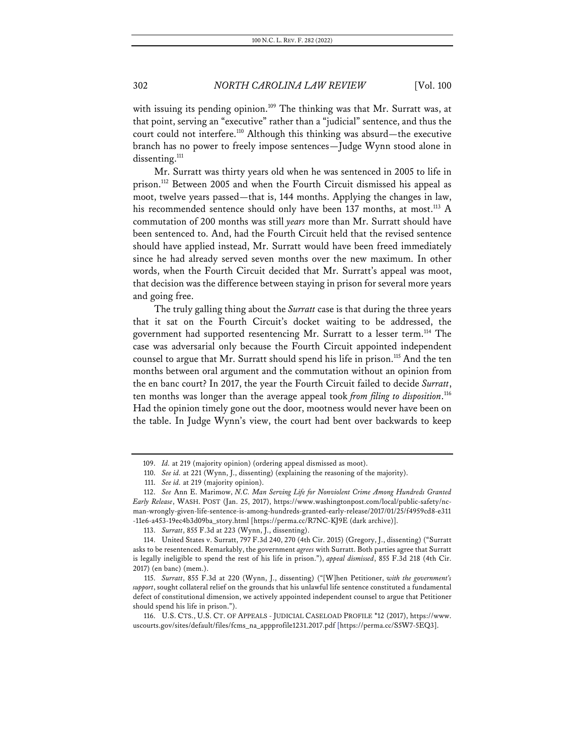with issuing its pending opinion.[109] The thinking was that Mr. Surratt was, at that point, serving an "executive" rather than a "judicial" sentence, and thus the court could not interfere.[110] Although this thinking was absurd—the executive branch has no power to freely impose sentences—Judge Wynn stood alone in dissenting.[111]

Mr. Surratt was thirty years old when he was sentenced in 2005 to life in prison.[112] Between 2005 and when the Fourth Circuit dismissed his appeal as moot, twelve years passed—that is, 144 months. Applying the changes in law, his recommended sentence should only have been 137 months, at most.[113] A commutation of 200 months was still *years* more than Mr. Surratt should have been sentenced to. And, had the Fourth Circuit held that the revised sentence should have applied instead, Mr. Surratt would have been freed immediately since he had already served seven months over the new maximum. In other words, when the Fourth Circuit decided that Mr. Surratt's appeal was moot, that decision was the difference between staying in prison for several more years and going free.

The truly galling thing about the *Surratt* case is that during the three years that it sat on the Fourth Circuit's docket waiting to be addressed, the government had supported resentencing Mr. Surratt to a lesser term.[114] The case was adversarial only because the Fourth Circuit appointed independent counsel to argue that Mr. Surratt should spend his life in prison.[115] And the ten months between oral argument and the commutation without an opinion from the en banc court? In 2017, the year the Fourth Circuit failed to decide *Surratt*, ten months was longer than the average appeal took *from filing to disposition*.[116] Had the opinion timely gone out the door, mootness would never have been on the table. In Judge Wynn's view, the court had bent over backwards to keep

---

109. *Id.* at 219 (majority opinion) (ordering appeal dismissed as moot).

110. *See id.* at 221 (Wynn, J., dissenting) (explaining the reasoning of the majority).

111. *See id.* at 219 (majority opinion).

112. *See* Ann E. Marimow, *N.C. Man Serving Life for Nonviolent Crime Among Hundreds Granted Early Release*, WASH. POST (Jan. 25, 2017), https://www.washingtonpost.com/local/public-safety/nc-man-wrongly-given-life-sentence-is-among-hundreds-granted-early-release/2017/01/25/f4959cd8-e311-11e6-a453-19ec4b3d09ba_story.html [https://perma.cc/R7NC-KJ9E (dark archive)].

113. *Surratt*, 855 F.3d at 223 (Wynn, J., dissenting).

114. United States v. Surratt, 797 F.3d 240, 270 (4th Cir. 2015) (Gregory, J., dissenting) ("Surratt asks to be resentenced. Remarkably, the government *agrees* with Surratt. Both parties agree that Surratt is legally ineligible to spend the rest of his life in prison."), *appeal dismissed*, 855 F.3d 218 (4th Cir. 2017) (en banc) (mem.).

115. *Surratt*, 855 F.3d at 220 (Wynn, J., dissenting) ("[W]hen Petitioner, *with the government's support*, sought collateral relief on the grounds that his unlawful life sentence constituted a fundamental defect of constitutional dimension, we actively appointed independent counsel to argue that Petitioner should spend his life in prison.").

116. U.S. CTS., U.S. CT. OF APPEALS - JUDICIAL CASELOAD PROFILE *12 (2017), https://www.uscourts.gov/sites/default/files/fcms_na_appprofile1231.2017.pdf [https://perma.cc/S5W7-5EQ3].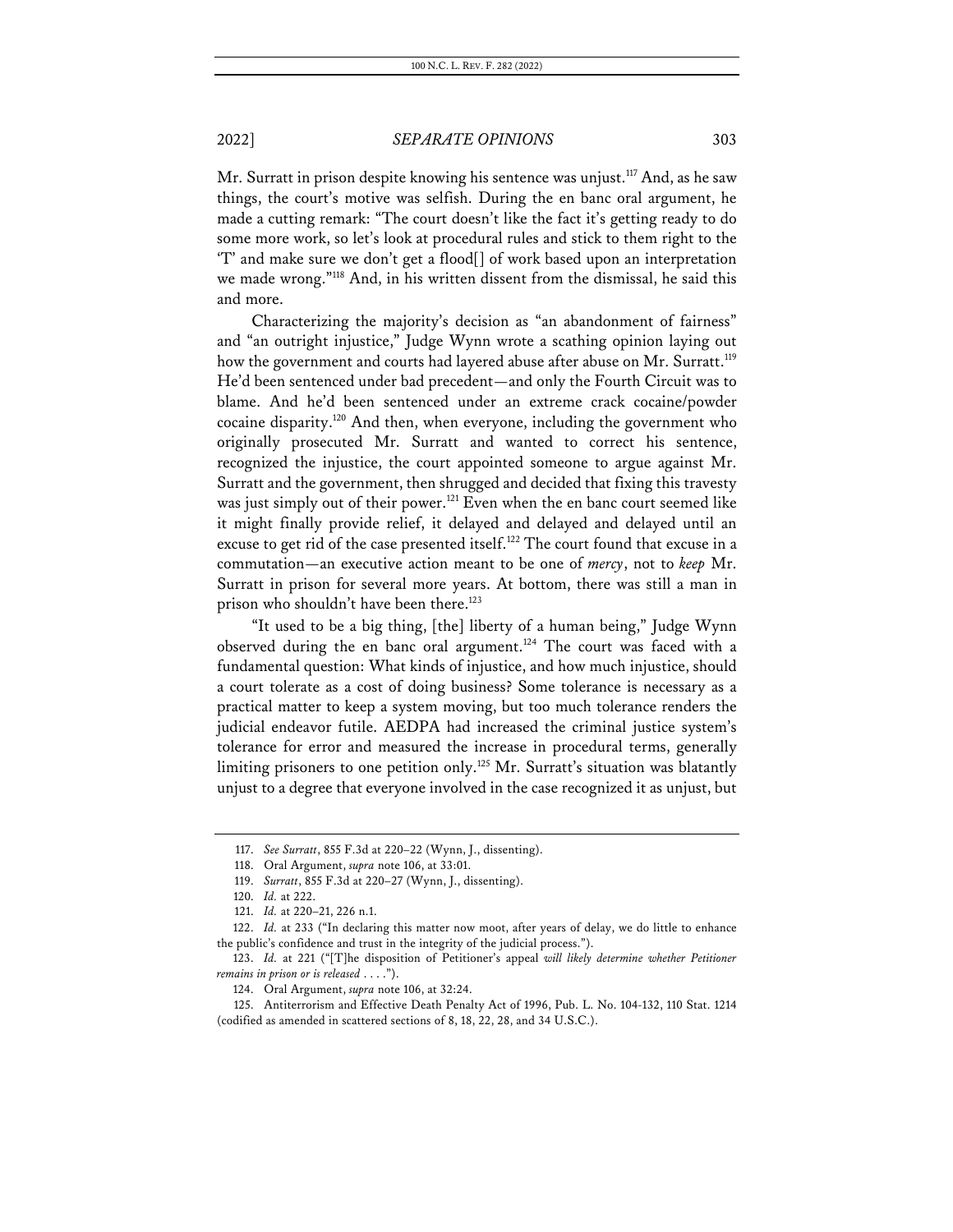Mr. Surratt in prison despite knowing his sentence was unjust.[117] And, as he saw things, the court's motive was selfish. During the en banc oral argument, he made a cutting remark: "The court doesn't like the fact it's getting ready to do some more work, so let's look at procedural rules and stick to them right to the 'T' and make sure we don't get a flood[] of work based upon an interpretation we made wrong."[118] And, in his written dissent from the dismissal, he said this and more.

Characterizing the majority's decision as "an abandonment of fairness" and "an outright injustice," Judge Wynn wrote a scathing opinion laying out how the government and courts had layered abuse after abuse on Mr. Surratt.[119] He'd been sentenced under bad precedent—and only the Fourth Circuit was to blame. And he'd been sentenced under an extreme crack cocaine/powder cocaine disparity.[120] And then, when everyone, including the government who originally prosecuted Mr. Surratt and wanted to correct his sentence, recognized the injustice, the court appointed someone to argue against Mr. Surratt and the government, then shrugged and decided that fixing this travesty was just simply out of their power.[121] Even when the en banc court seemed like it might finally provide relief, it delayed and delayed and delayed until an excuse to get rid of the case presented itself.[122] The court found that excuse in a commutation—an executive action meant to be one of *mercy*, not to *keep* Mr. Surratt in prison for several more years. At bottom, there was still a man in prison who shouldn't have been there.[123]

"It used to be a big thing, [the] liberty of a human being," Judge Wynn observed during the en banc oral argument.[124] The court was faced with a fundamental question: What kinds of injustice, and how much injustice, should a court tolerate as a cost of doing business? Some tolerance is necessary as a practical matter to keep a system moving, but too much tolerance renders the judicial endeavor futile. AEDPA had increased the criminal justice system's tolerance for error and measured the increase in procedural terms, generally limiting prisoners to one petition only.[125] Mr. Surratt's situation was blatantly unjust to a degree that everyone involved in the case recognized it as unjust, but

---

117. *See Surratt*, 855 F.3d at 220–22 (Wynn, J., dissenting).

118. Oral Argument, *supra* note 106, at 33:01.

119. *Surratt*, 855 F.3d at 220–27 (Wynn, J., dissenting).

120. *Id.* at 222.

121. *Id.* at 220–21, 226 n.1.

122. *Id.* at 233 ("In declaring this matter now moot, after years of delay, we do little to enhance the public's confidence and trust in the integrity of the judicial process.").

123. *Id.* at 221 ("[T]he disposition of Petitioner's appeal *will likely determine whether Petitioner remains in prison or is released* . . . .").

124. Oral Argument, *supra* note 106, at 32:24.

125. Antiterrorism and Effective Death Penalty Act of 1996, Pub. L. No. 104-132, 110 Stat. 1214 (codified as amended in scattered sections of 8, 18, 22, 28, and 34 U.S.C.).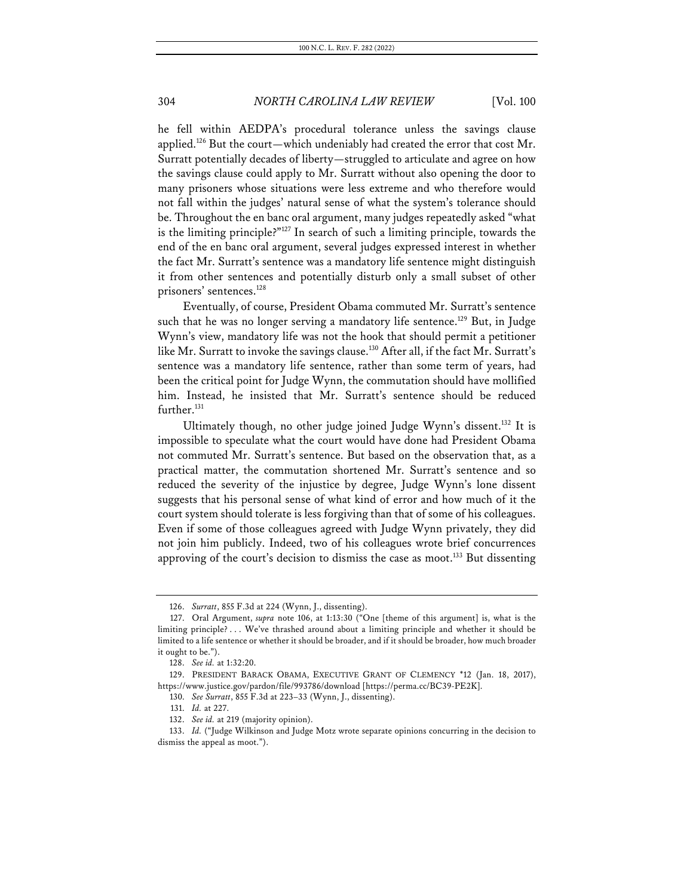he fell within AEDPA's procedural tolerance unless the savings clause applied.[126] But the court—which undeniably had created the error that cost Mr. Surratt potentially decades of liberty—struggled to articulate and agree on how the savings clause could apply to Mr. Surratt without also opening the door to many prisoners whose situations were less extreme and who therefore would not fall within the judges' natural sense of what the system's tolerance should be. Throughout the en banc oral argument, many judges repeatedly asked "what is the limiting principle?"[127] In search of such a limiting principle, towards the end of the en banc oral argument, several judges expressed interest in whether the fact Mr. Surratt's sentence was a mandatory life sentence might distinguish it from other sentences and potentially disturb only a small subset of other prisoners' sentences.[128]

Eventually, of course, President Obama commuted Mr. Surratt's sentence such that he was no longer serving a mandatory life sentence.[129] But, in Judge Wynn's view, mandatory life was not the hook that should permit a petitioner like Mr. Surratt to invoke the savings clause.[130] After all, if the fact Mr. Surratt's sentence was a mandatory life sentence, rather than some term of years, had been the critical point for Judge Wynn, the commutation should have mollified him. Instead, he insisted that Mr. Surratt's sentence should be reduced further.[131]

Ultimately though, no other judge joined Judge Wynn's dissent.[132] It is impossible to speculate what the court would have done had President Obama not commuted Mr. Surratt's sentence. But based on the observation that, as a practical matter, the commutation shortened Mr. Surratt's sentence and so reduced the severity of the injustice by degree, Judge Wynn's lone dissent suggests that his personal sense of what kind of error and how much of it the court system should tolerate is less forgiving than that of some of his colleagues. Even if some of those colleagues agreed with Judge Wynn privately, they did not join him publicly. Indeed, two of his colleagues wrote brief concurrences approving of the court's decision to dismiss the case as moot.[133] But dissenting

---

126. *Surratt*, 855 F.3d at 224 (Wynn, J., dissenting).

127. Oral Argument, *supra* note 106, at 1:13:30 ("One [theme of this argument] is, what is the limiting principle? . . . We've thrashed around about a limiting principle and whether it should be limited to a life sentence or whether it should be broader, and if it should be broader, how much broader it ought to be.").

128. *See id.* at 1:32:20.

129. PRESIDENT BARACK OBAMA, EXECUTIVE GRANT OF CLEMENCY *12 (Jan. 18, 2017), https://www.justice.gov/pardon/file/993786/download [https://perma.cc/BC39-PE2K].

130. *See Surratt*, 855 F.3d at 223–33 (Wynn, J., dissenting).

131. *Id.* at 227.

132. *See id.* at 219 (majority opinion).

133. *Id.* ("Judge Wilkinson and Judge Motz wrote separate opinions concurring in the decision to dismiss the appeal as moot.").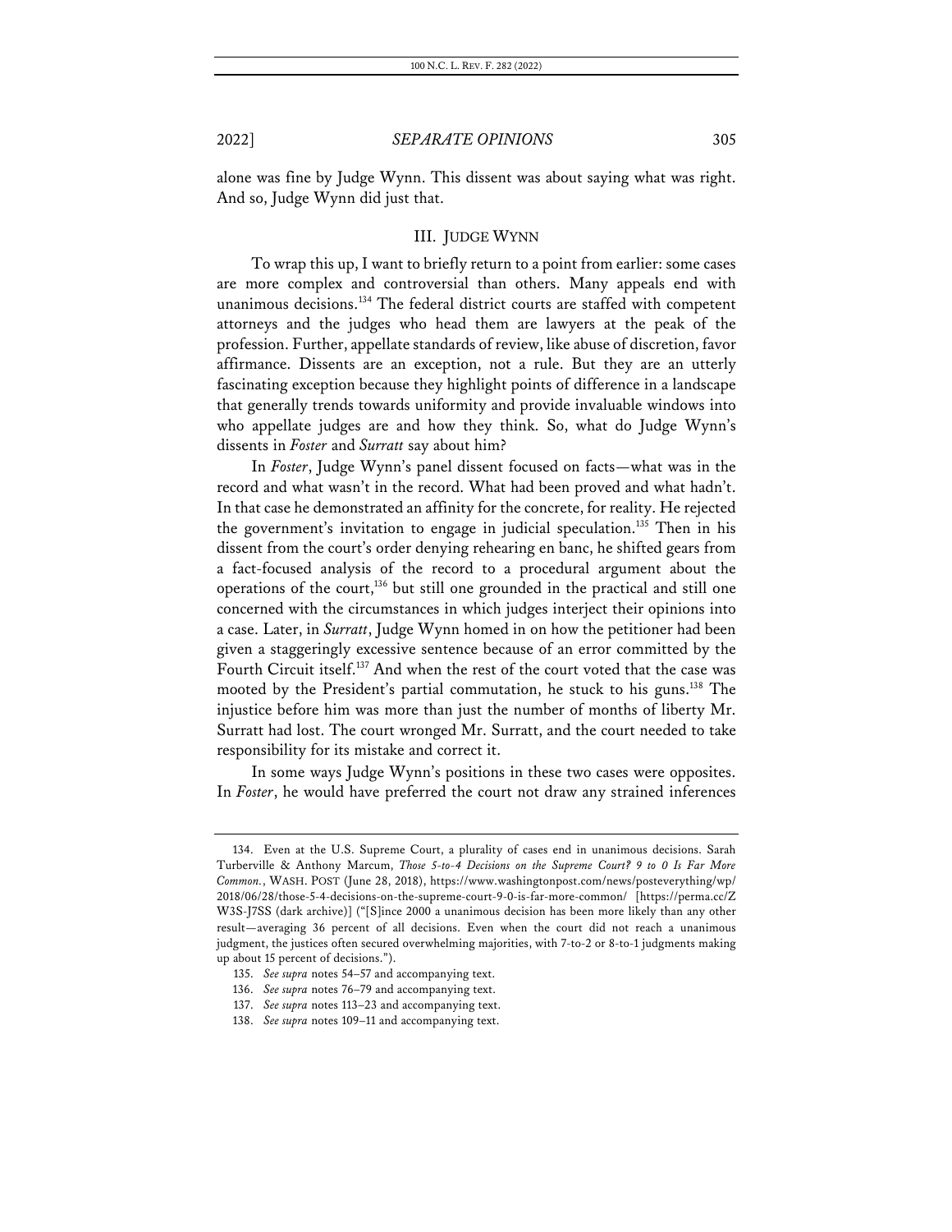alone was fine by Judge Wynn. This dissent was about saying what was right. And so, Judge Wynn did just that.

## III. JUDGE WYNN

To wrap this up, I want to briefly return to a point from earlier: some cases are more complex and controversial than others. Many appeals end with unanimous decisions.[134] The federal district courts are staffed with competent attorneys and the judges who head them are lawyers at the peak of the profession. Further, appellate standards of review, like abuse of discretion, favor affirmance. Dissents are an exception, not a rule. But they are an utterly fascinating exception because they highlight points of difference in a landscape that generally trends towards uniformity and provide invaluable windows into who appellate judges are and how they think. So, what do Judge Wynn's dissents in *Foster* and *Surratt* say about him?

In *Foster*, Judge Wynn's panel dissent focused on facts—what was in the record and what wasn't in the record. What had been proved and what hadn't. In that case he demonstrated an affinity for the concrete, for reality. He rejected the government's invitation to engage in judicial speculation.[135] Then in his dissent from the court's order denying rehearing en banc, he shifted gears from a fact-focused analysis of the record to a procedural argument about the operations of the court,[136] but still one grounded in the practical and still one concerned with the circumstances in which judges interject their opinions into a case. Later, in *Surratt*, Judge Wynn homed in on how the petitioner had been given a staggeringly excessive sentence because of an error committed by the Fourth Circuit itself.[137] And when the rest of the court voted that the case was mooted by the President's partial commutation, he stuck to his guns.[138] The injustice before him was more than just the number of months of liberty Mr. Surratt had lost. The court wronged Mr. Surratt, and the court needed to take responsibility for its mistake and correct it.

In some ways Judge Wynn's positions in these two cases were opposites. In *Foster*, he would have preferred the court not draw any strained inferences

---

134. Even at the U.S. Supreme Court, a plurality of cases end in unanimous decisions. Sarah Turberville & Anthony Marcum, *Those 5-to-4 Decisions on the Supreme Court? 9 to 0 Is Far More Common.*, WASH. POST (June 28, 2018), https://www.washingtonpost.com/news/posteverything/wp/2018/06/28/those-5-4-decisions-on-the-supreme-court-9-0-is-far-more-common/ [https://perma.cc/ZW3S-J7SS (dark archive)] ("[S]ince 2000 a unanimous decision has been more likely than any other result—averaging 36 percent of all decisions. Even when the court did not reach a unanimous judgment, the justices often secured overwhelming majorities, with 7-to-2 or 8-to-1 judgments making up about 15 percent of decisions.").

135. *See supra* notes 54–57 and accompanying text.

136. *See supra* notes 76–79 and accompanying text.

137. *See supra* notes 113–23 and accompanying text.

138. *See supra* notes 109–11 and accompanying text.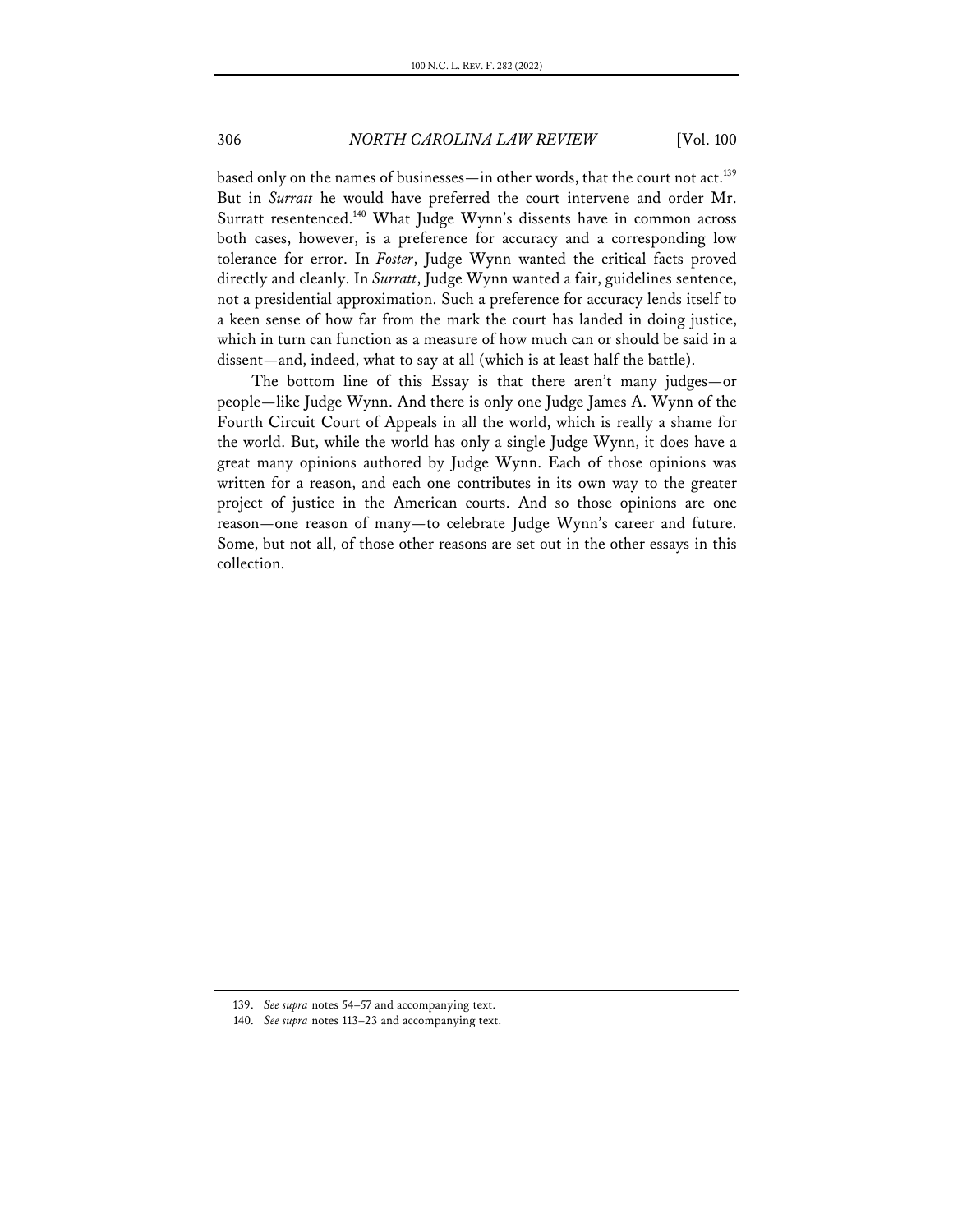based only on the names of businesses—in other words, that the court not act.[139] But in *Surratt* he would have preferred the court intervene and order Mr. Surratt resentenced.[140] What Judge Wynn's dissents have in common across both cases, however, is a preference for accuracy and a corresponding low tolerance for error. In *Foster*, Judge Wynn wanted the critical facts proved directly and cleanly. In *Surratt*, Judge Wynn wanted a fair, guidelines sentence, not a presidential approximation. Such a preference for accuracy lends itself to a keen sense of how far from the mark the court has landed in doing justice, which in turn can function as a measure of how much can or should be said in a dissent—and, indeed, what to say at all (which is at least half the battle).

The bottom line of this Essay is that there aren't many judges—or people—like Judge Wynn. And there is only one Judge James A. Wynn of the Fourth Circuit Court of Appeals in all the world, which is really a shame for the world. But, while the world has only a single Judge Wynn, it does have a great many opinions authored by Judge Wynn. Each of those opinions was written for a reason, and each one contributes in its own way to the greater project of justice in the American courts. And so those opinions are one reason—one reason of many—to celebrate Judge Wynn's career and future. Some, but not all, of those other reasons are set out in the other essays in this collection.

139. *See supra* notes 54–57 and accompanying text.

140. *See supra* notes 113–23 and accompanying text.